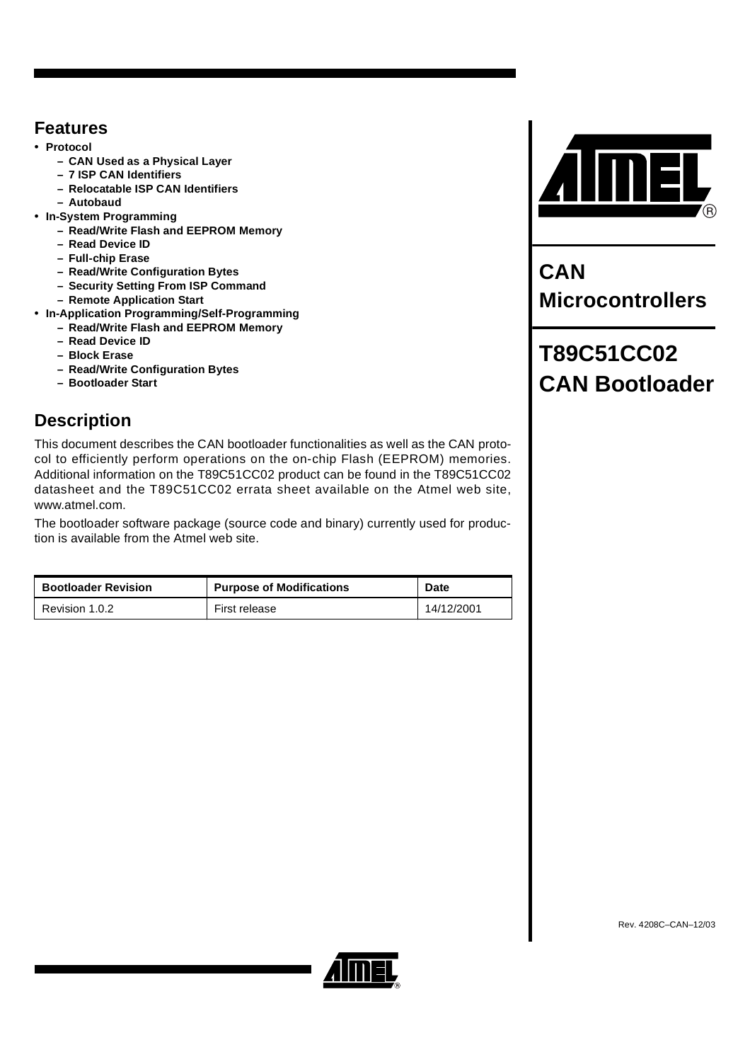# CAN Microcontrollers

# T89C51CC02 CAN Bootloader

## Features

- **Protocol**
  - **CAN Used as a Physical Layer**
  - **7 ISP CAN Identifiers**
  - **Relocatable ISP CAN Identifiers**
  - **Autobaud**
- **In-System Programming**
  - **Read/Write Flash and EEPROM Memory**
  - **Read Device ID**
  - **Full-chip Erase**
  - **Read/Write Configuration Bytes**
  - **Security Setting From ISP Command**
  - **Remote Application Start**
- **In-Application Programming/Self-Programming**
  - **Read/Write Flash and EEPROM Memory**
  - **Read Device ID**
  - **Block Erase**
  - **Read/Write Configuration Bytes**
  - **Bootloader Start**

## Description

This document describes the CAN bootloader functionalities as well as the CAN protocol to efficiently perform operations on the on-chip Flash (EEPROM) memories. Additional information on the T89C51CC02 product can be found in the T89C51CC02 datasheet and the T89C51CC02 errata sheet available on the Atmel web site, www.atmel.com.

The bootloader software package (source code and binary) currently used for production is available from the Atmel web site.

| Bootloader Revision | Purpose of Modifications | Date |
| --- | --- | --- |
| Revision 1.0.2 | First release | 14/12/2001 |

Rev. 4208C–CAN–12/03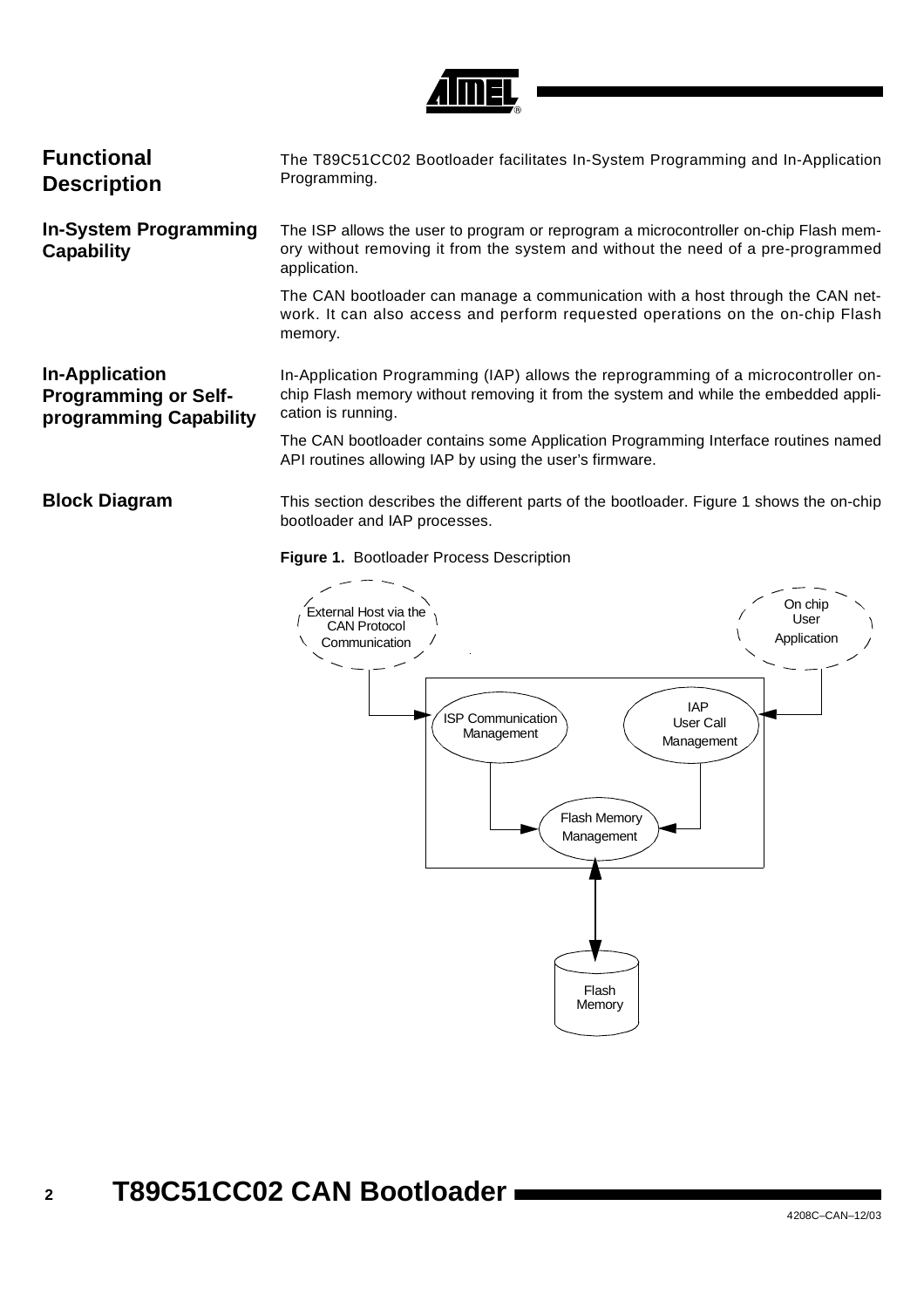## Functional Description

The T89C51CC02 Bootloader facilitates In-System Programming and In-Application Programming.

### In-System Programming Capability

The ISP allows the user to program or reprogram a microcontroller on-chip Flash memory without removing it from the system and without the need of a pre-programmed application.

The CAN bootloader can manage a communication with a host through the CAN network. It can also access and perform requested operations on the on-chip Flash memory.

### In-Application Programming or Self-programming Capability

In-Application Programming (IAP) allows the reprogramming of a microcontroller on-chip Flash memory without removing it from the system and while the embedded application is running.

The CAN bootloader contains some Application Programming Interface routines named API routines allowing IAP by using the user's firmware.

### Block Diagram

This section describes the different parts of the bootloader. Figure 1 shows the on-chip bootloader and IAP processes.

**Figure 1.** Bootloader Process Description

External Host via the CAN Protocol Communication

On chip User Application

ISP Communication Management

IAP User Call Management

Flash Memory Management

Flash Memory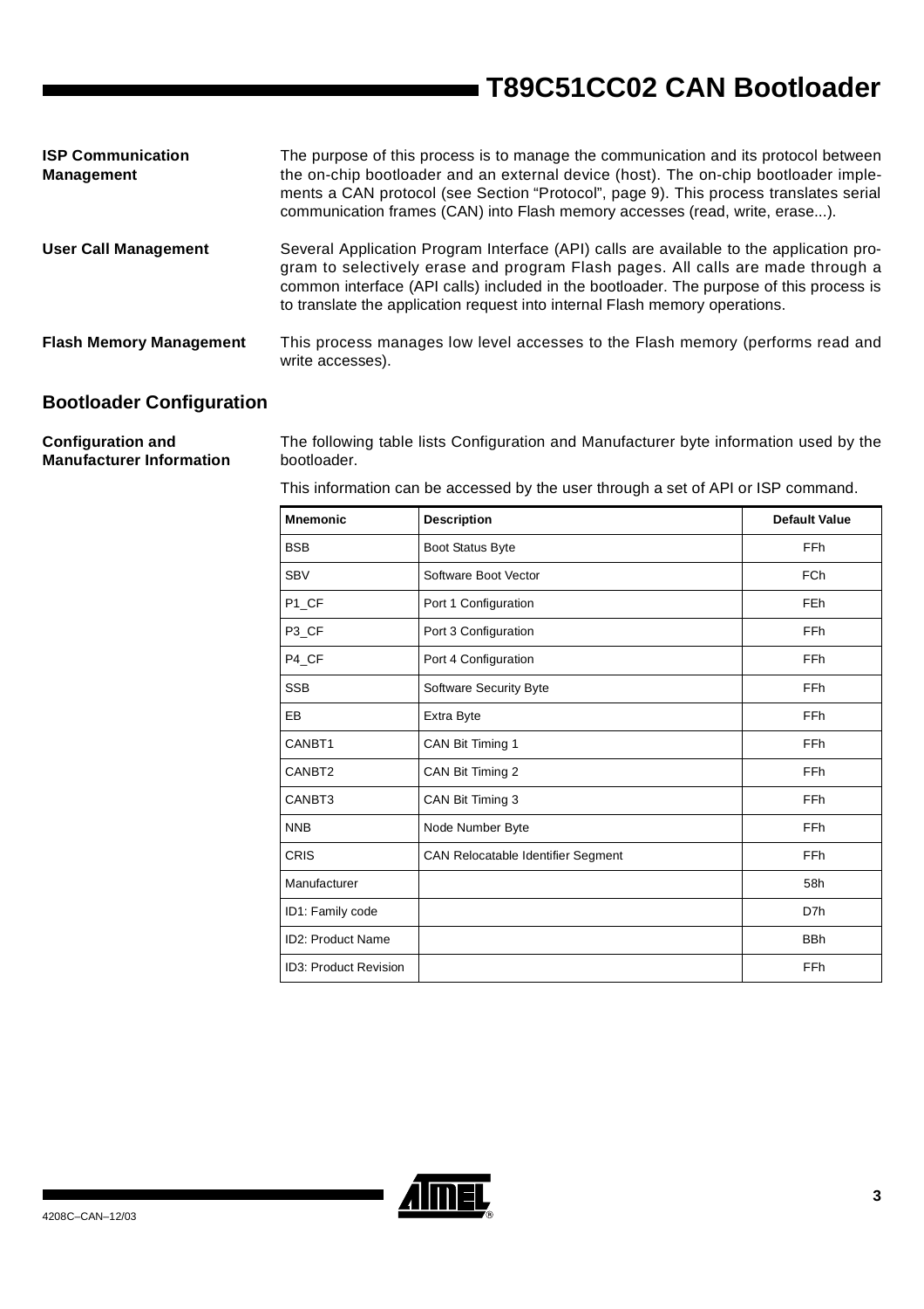### ISP Communication Management

The purpose of this process is to manage the communication and its protocol between the on-chip bootloader and an external device (host). The on-chip bootloader implements a CAN protocol (see Section "Protocol", page 9). This process translates serial communication frames (CAN) into Flash memory accesses (read, write, erase...).

### User Call Management

Several Application Program Interface (API) calls are available to the application program to selectively erase and program Flash pages. All calls are made through a common interface (API calls) included in the bootloader. The purpose of this process is to translate the application request into internal Flash memory operations.

### Flash Memory Management

This process manages low level accesses to the Flash memory (performs read and write accesses).

## Bootloader Configuration

### Configuration and Manufacturer Information

The following table lists Configuration and Manufacturer byte information used by the bootloader.

This information can be accessed by the user through a set of API or ISP command.

| Mnemonic | Description | Default Value |
|---|---|---|
| BSB | Boot Status Byte | FFh |
| SBV | Software Boot Vector | FCh |
| P1_CF | Port 1 Configuration | FEh |
| P3_CF | Port 3 Configuration | FFh |
| P4_CF | Port 4 Configuration | FFh |
| SSB | Software Security Byte | FFh |
| EB | Extra Byte | FFh |
| CANBT1 | CAN Bit Timing 1 | FFh |
| CANBT2 | CAN Bit Timing 2 | FFh |
| CANBT3 | CAN Bit Timing 3 | FFh |
| NNB | Node Number Byte | FFh |
| CRIS | CAN Relocatable Identifier Segment | FFh |
| Manufacturer | | 58h |
| ID1: Family code | | D7h |
| ID2: Product Name | | BBh |
| ID3: Product Revision | | FFh |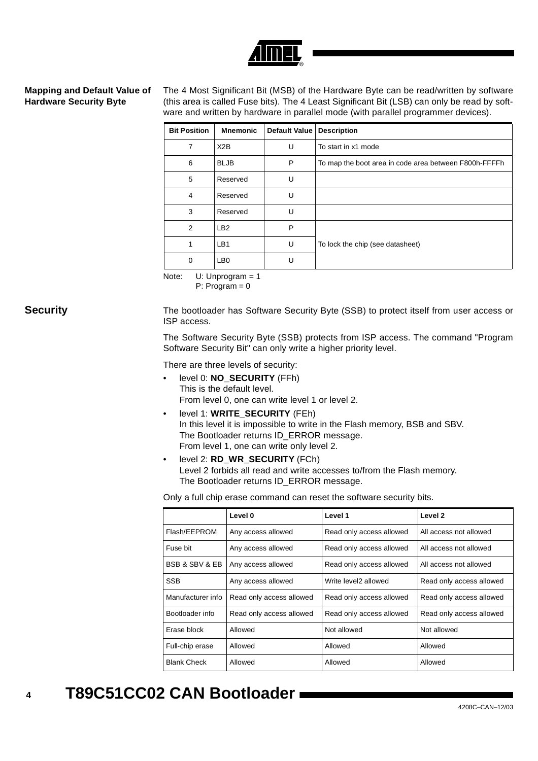## Mapping and Default Value of Hardware Security Byte

The 4 Most Significant Bit (MSB) of the Hardware Byte can be read/written by software (this area is called Fuse bits). The 4 Least Significant Bit (LSB) can only be read by software and written by hardware in parallel mode (with parallel programmer devices).

| Bit Position | Mnemonic | Default Value | Description |
|---|---|---|---|
| 7 | X2B | U | To start in x1 mode |
| 6 | BLJB | P | To map the boot area in code area between F800h-FFFFh |
| 5 | Reserved | U | |
| 4 | Reserved | U | |
| 3 | Reserved | U | |
| 2 | LB2 | P | To lock the chip (see datasheet) |
| 1 | LB1 | U | |
| 0 | LB0 | U | |

Note: U: Unprogram = 1
P: Program = 0

## Security

The bootloader has Software Security Byte (SSB) to protect itself from user access or ISP access.

The Software Security Byte (SSB) protects from ISP access. The command "Program Software Security Bit" can only write a higher priority level.

There are three levels of security:

- level 0: **NO_SECURITY** (FFh)
  This is the default level.
  From level 0, one can write level 1 or level 2.
- level 1: **WRITE_SECURITY** (FEh)
  In this level it is impossible to write in the Flash memory, BSB and SBV.
  The Bootloader returns ID_ERROR message.
  From level 1, one can write only level 2.
- level 2: **RD_WR_SECURITY** (FCh)
  Level 2 forbids all read and write accesses to/from the Flash memory.
  The Bootloader returns ID_ERROR message.

Only a full chip erase command can reset the software security bits.

| | Level 0 | Level 1 | Level 2 |
|---|---|---|---|
| Flash/EEPROM | Any access allowed | Read only access allowed | All access not allowed |
| Fuse bit | Any access allowed | Read only access allowed | All access not allowed |
| BSB & SBV & EB | Any access allowed | Read only access allowed | All access not allowed |
| SSB | Any access allowed | Write level2 allowed | Read only access allowed |
| Manufacturer info | Read only access allowed | Read only access allowed | Read only access allowed |
| Bootloader info | Read only access allowed | Read only access allowed | Read only access allowed |
| Erase block | Allowed | Not allowed | Not allowed |
| Full-chip erase | Allowed | Allowed | Allowed |
| Blank Check | Allowed | Allowed | Allowed |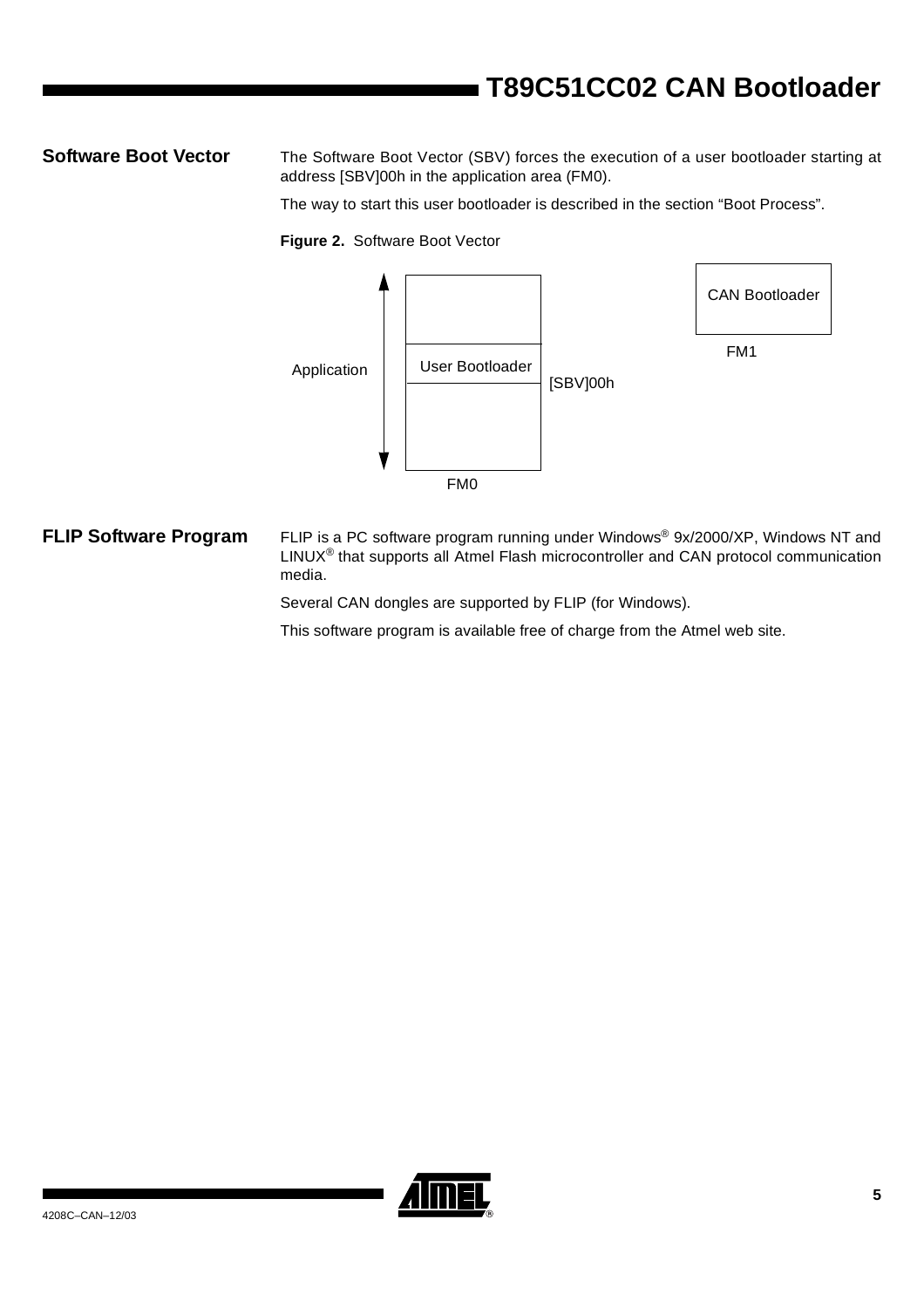## Software Boot Vector

The Software Boot Vector (SBV) forces the execution of a user bootloader starting at address [SBV]00h in the application area (FM0).

The way to start this user bootloader is described in the section "Boot Process".

**Figure 2.** Software Boot Vector

Application | User Bootloader | [SBV]00h | FM0 | CAN Bootloader | FM1

## FLIP Software Program

FLIP is a PC software program running under Windows® 9x/2000/XP, Windows NT and LINUX® that supports all Atmel Flash microcontroller and CAN protocol communication media.

Several CAN dongles are supported by FLIP (for Windows).

This software program is available free of charge from the Atmel web site.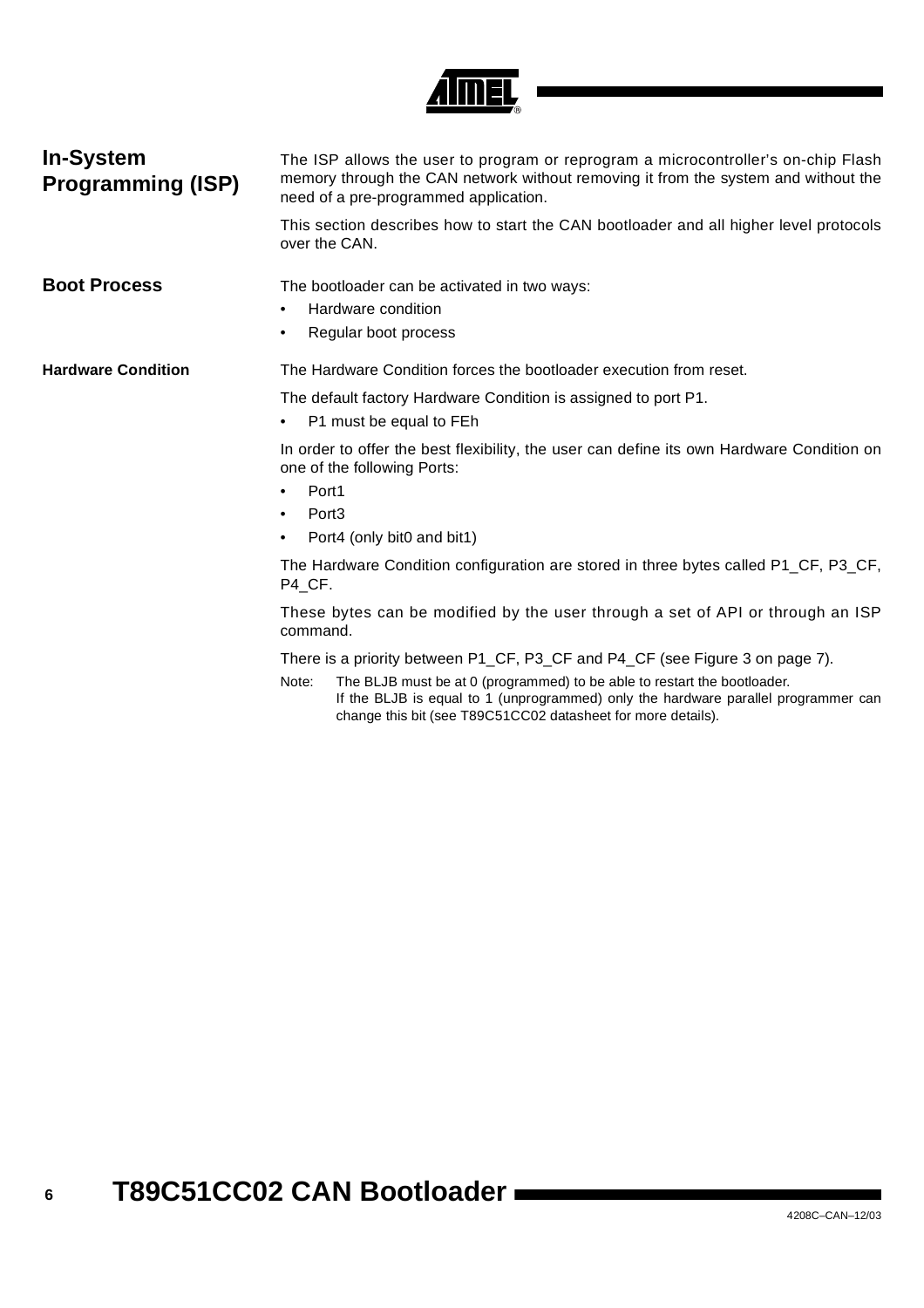## In-System Programming (ISP)

The ISP allows the user to program or reprogram a microcontroller's on-chip Flash memory through the CAN network without removing it from the system and without the need of a pre-programmed application.

This section describes how to start the CAN bootloader and all higher level protocols over the CAN.

## Boot Process

The bootloader can be activated in two ways:

- Hardware condition
- Regular boot process

### Hardware Condition

The Hardware Condition forces the bootloader execution from reset.

The default factory Hardware Condition is assigned to port P1.

- P1 must be equal to FEh

In order to offer the best flexibility, the user can define its own Hardware Condition on one of the following Ports:

- Port1
- Port3
- Port4 (only bit0 and bit1)

The Hardware Condition configuration are stored in three bytes called P1_CF, P3_CF, P4_CF.

These bytes can be modified by the user through a set of API or through an ISP command.

There is a priority between P1_CF, P3_CF and P4_CF (see Figure 3 on page 7).

Note: The BLJB must be at 0 (programmed) to be able to restart the bootloader.
If the BLJB is equal to 1 (unprogrammed) only the hardware parallel programmer can change this bit (see T89C51CC02 datasheet for more details).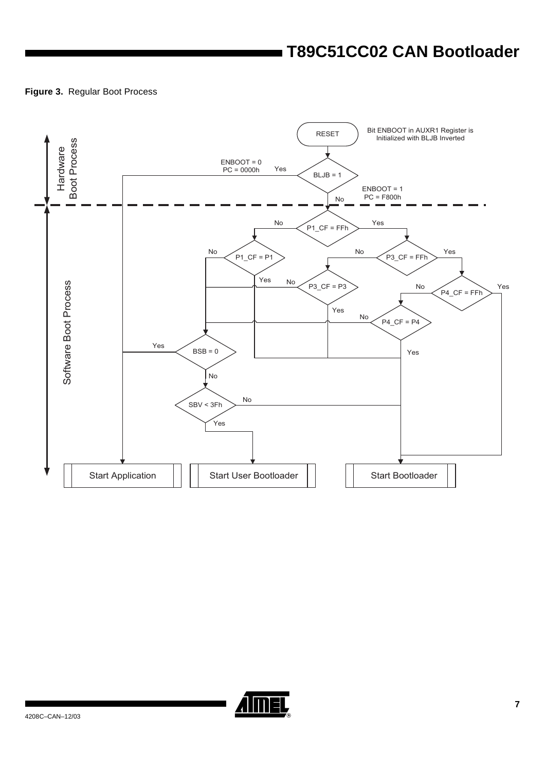**Figure 3.** Regular Boot Process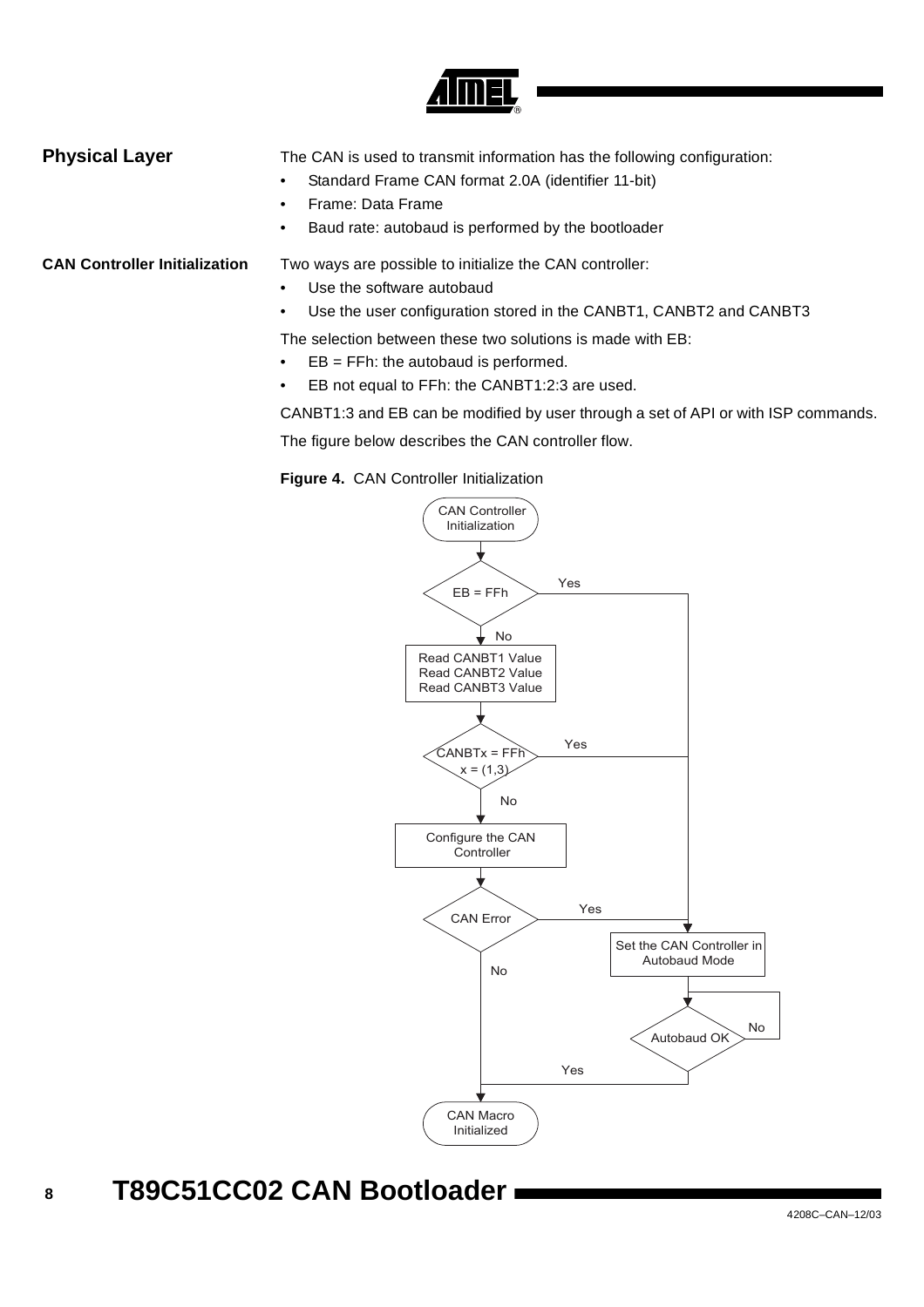## Physical Layer

The CAN is used to transmit information has the following configuration:

- Standard Frame CAN format 2.0A (identifier 11-bit)
- Frame: Data Frame
- Baud rate: autobaud is performed by the bootloader

## CAN Controller Initialization

Two ways are possible to initialize the CAN controller:

- Use the software autobaud
- Use the user configuration stored in the CANBT1, CANBT2 and CANBT3

The selection between these two solutions is made with EB:

- EB = FFh: the autobaud is performed.
- EB not equal to FFh: the CANBT1:2:3 are used.

CANBT1:3 and EB can be modified by user through a set of API or with ISP commands.

The figure below describes the CAN controller flow.

**Figure 4.** CAN Controller Initialization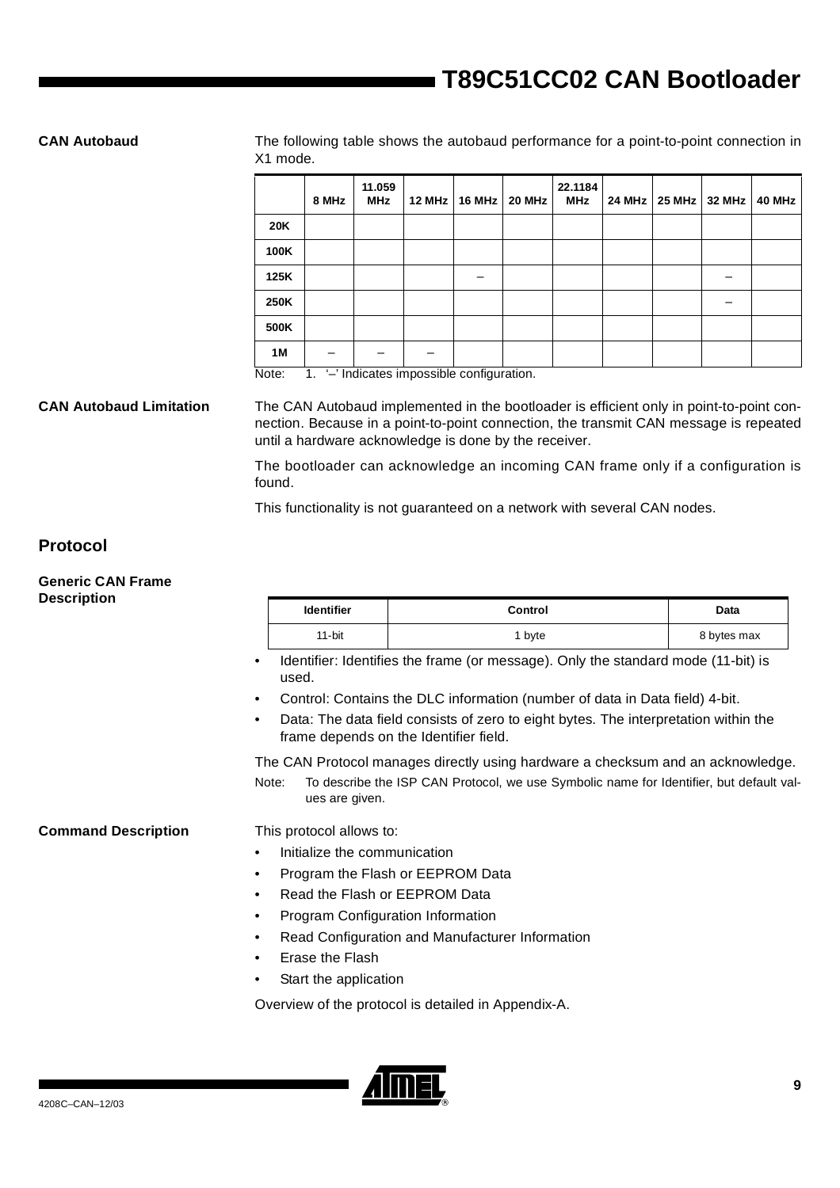## CAN Autobaud

The following table shows the autobaud performance for a point-to-point connection in X1 mode.

| | 8 MHz | 11.059 MHz | 12 MHz | 16 MHz | 20 MHz | 22.1184 MHz | 24 MHz | 25 MHz | 32 MHz | 40 MHz |
|---|---|---|---|---|---|---|---|---|---|---|
| **20K** | | | | | | | | | | |
| **100K** | | | | | | | | | | |
| **125K** | | | | – | | | | | – | |
| **250K** | | | | | | | | | – | |
| **500K** | | | | | | | | | | |
| **1M** | – | – | – | | | | | | | |

Note: 1. '–' Indicates impossible configuration.

## CAN Autobaud Limitation

The CAN Autobaud implemented in the bootloader is efficient only in point-to-point connection. Because in a point-to-point connection, the transmit CAN message is repeated until a hardware acknowledge is done by the receiver.

The bootloader can acknowledge an incoming CAN frame only if a configuration is found.

This functionality is not guaranteed on a network with several CAN nodes.

# Protocol

## Generic CAN Frame Description

| Identifier | Control | Data |
|---|---|---|
| 11-bit | 1 byte | 8 bytes max |

- Identifier: Identifies the frame (or message). Only the standard mode (11-bit) is used.
- Control: Contains the DLC information (number of data in Data field) 4-bit.
- Data: The data field consists of zero to eight bytes. The interpretation within the frame depends on the Identifier field.

The CAN Protocol manages directly using hardware a checksum and an acknowledge.

Note: To describe the ISP CAN Protocol, we use Symbolic name for Identifier, but default values are given.

## Command Description

This protocol allows to:

- Initialize the communication
- Program the Flash or EEPROM Data
- Read the Flash or EEPROM Data
- Program Configuration Information
- Read Configuration and Manufacturer Information
- Erase the Flash
- Start the application

Overview of the protocol is detailed in Appendix-A.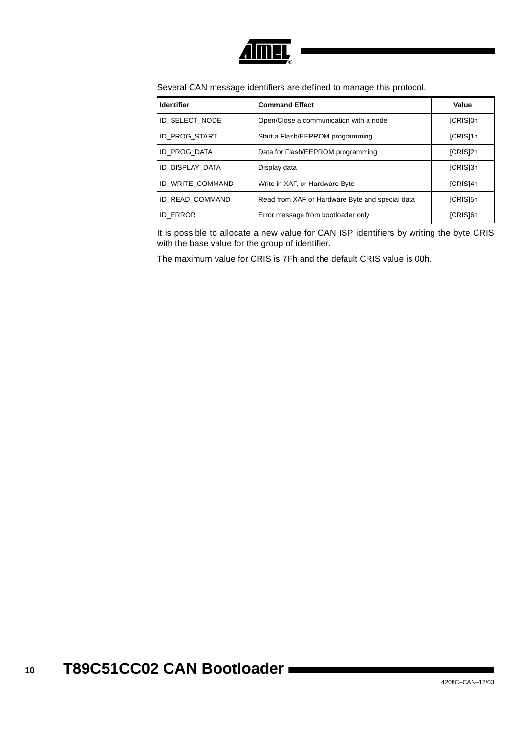Several CAN message identifiers are defined to manage this protocol.

| Identifier | Command Effect | Value |
| --- | --- | --- |
| ID_SELECT_NODE | Open/Close a communication with a node | [CRIS]0h |
| ID_PROG_START | Start a Flash/EEPROM programming | [CRIS]1h |
| ID_PROG_DATA | Data for Flash/EEPROM programming | [CRIS]2h |
| ID_DISPLAY_DATA | Display data | [CRIS]3h |
| ID_WRITE_COMMAND | Write in XAF, or Hardware Byte | [CRIS]4h |
| ID_READ_COMMAND | Read from XAF or Hardware Byte and special data | [CRIS]5h |
| ID_ERROR | Error message from bootloader only | [CRIS]6h |

It is possible to allocate a new value for CAN ISP identifiers by writing the byte CRIS with the base value for the group of identifier.

The maximum value for CRIS is 7Fh and the default CRIS value is 00h.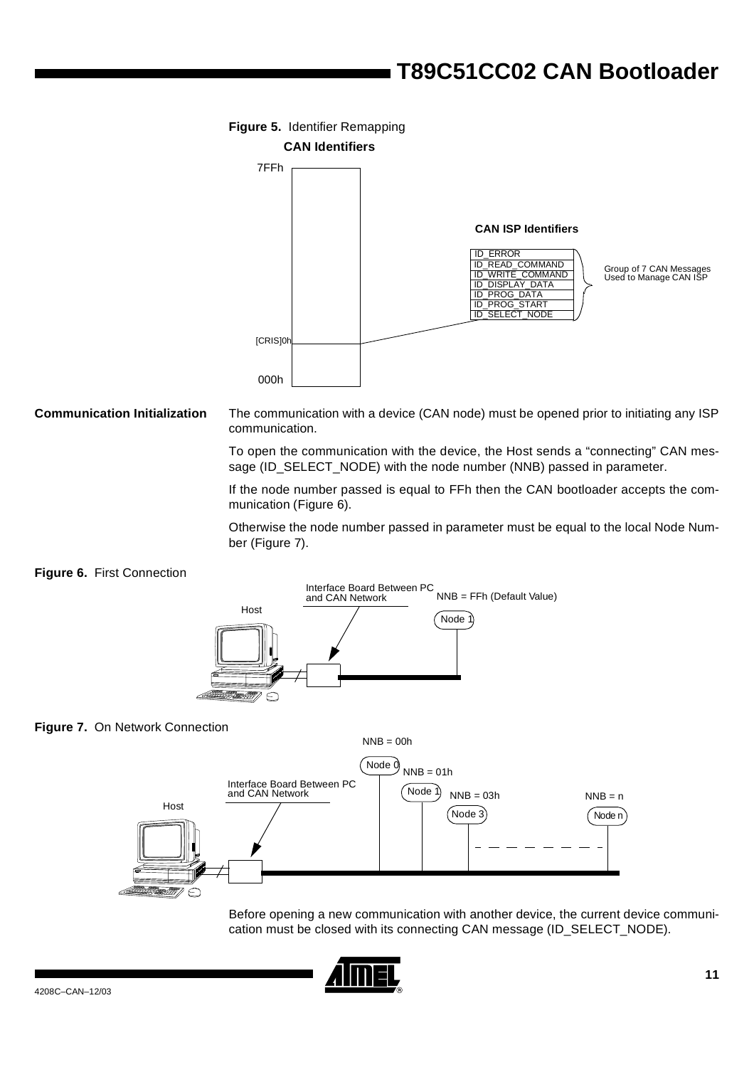**Figure 5.** Identifier Remapping

**CAN Identifiers**

7FFh

**CAN ISP Identifiers**

ID_ERROR
ID_READ_COMMAND
ID_WRITE_COMMAND
ID_DISPLAY_DATA
ID_PROG_DATA
ID_PROG_START
ID_SELECT_NODE

Group of 7 CAN Messages Used to Manage CAN ISP

[CRIS]0h

000h

## Communication Initialization

The communication with a device (CAN node) must be opened prior to initiating any ISP communication.

To open the communication with the device, the Host sends a "connecting" CAN message (ID_SELECT_NODE) with the node number (NNB) passed in parameter.

If the node number passed is equal to FFh then the CAN bootloader accepts the communication (Figure 6).

Otherwise the node number passed in parameter must be equal to the local Node Number (Figure 7).

**Figure 6.** First Connection

Host — Interface Board Between PC and CAN Network — NNB = FFh (Default Value) — Node 1

**Figure 7.** On Network Connection

Host — Interface Board Between PC and CAN Network — NNB = 00h Node 0 — NNB = 01h Node 1 — NNB = 03h Node 3 — NNB = n Node n

Before opening a new communication with another device, the current device communication must be closed with its connecting CAN message (ID_SELECT_NODE).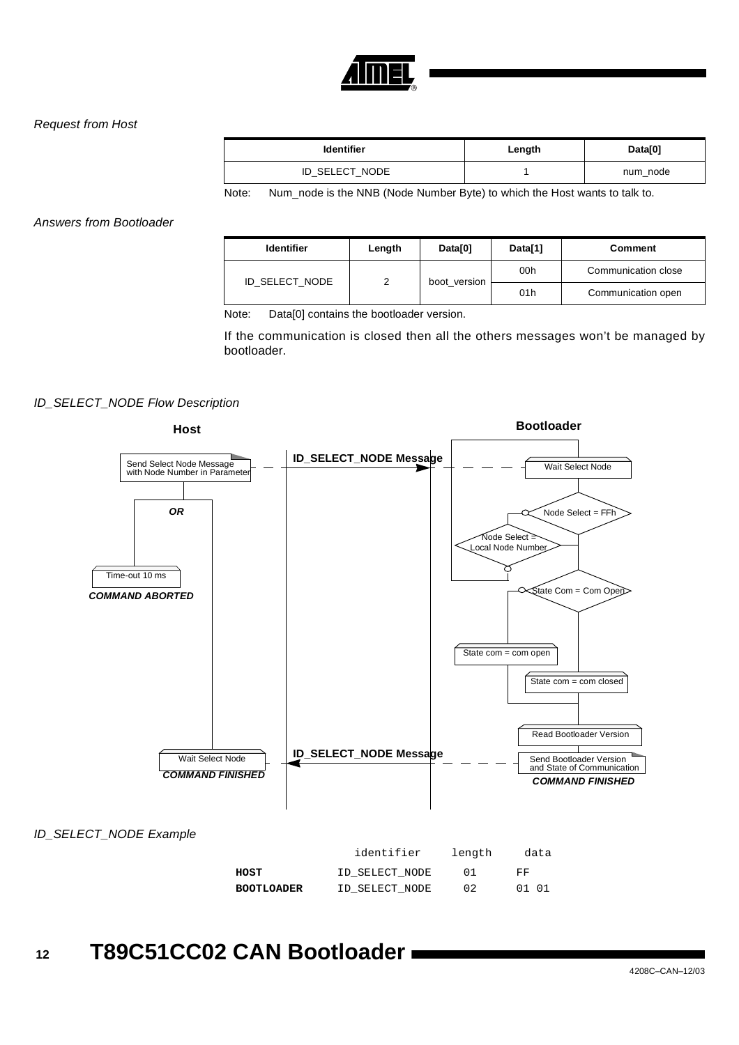*Request from Host*

| Identifier | Length | Data[0] |
|---|---|---|
| ID_SELECT_NODE | 1 | num_node |

Note: Num_node is the NNB (Node Number Byte) to which the Host wants to talk to.

*Answers from Bootloader*

| Identifier | Length | Data[0] | Data[1] | Comment |
|---|---|---|---|---|
| ID_SELECT_NODE | 2 | boot_version | 00h | Communication close |
| | | | 01h | Communication open |

Note: Data[0] contains the bootloader version.

If the communication is closed then all the others messages won't be managed by bootloader.

*ID_SELECT_NODE Flow Description*

**Host**

Send Select Node Message with Node Number in Parameter

**ID_SELECT_NODE Message**

**Bootloader**

Wait Select Node

Node Select = FFh

Node Select = Local Node Number

State Com = Com Open

State com = com open

State com = com closed

Read Bootloader Version

Send Bootloader Version and State of Communication

***COMMAND FINISHED***

**ID_SELECT_NODE Message**

***OR***

Time-out 10 ms

***COMMAND ABORTED***

Wait Select Node

***COMMAND FINISHED***

*ID_SELECT_NODE Example*

```
              identifier      length    data
HOST          ID_SELECT_NODE  01        FF
BOOTLOADER    ID_SELECT_NODE  02        01 01
```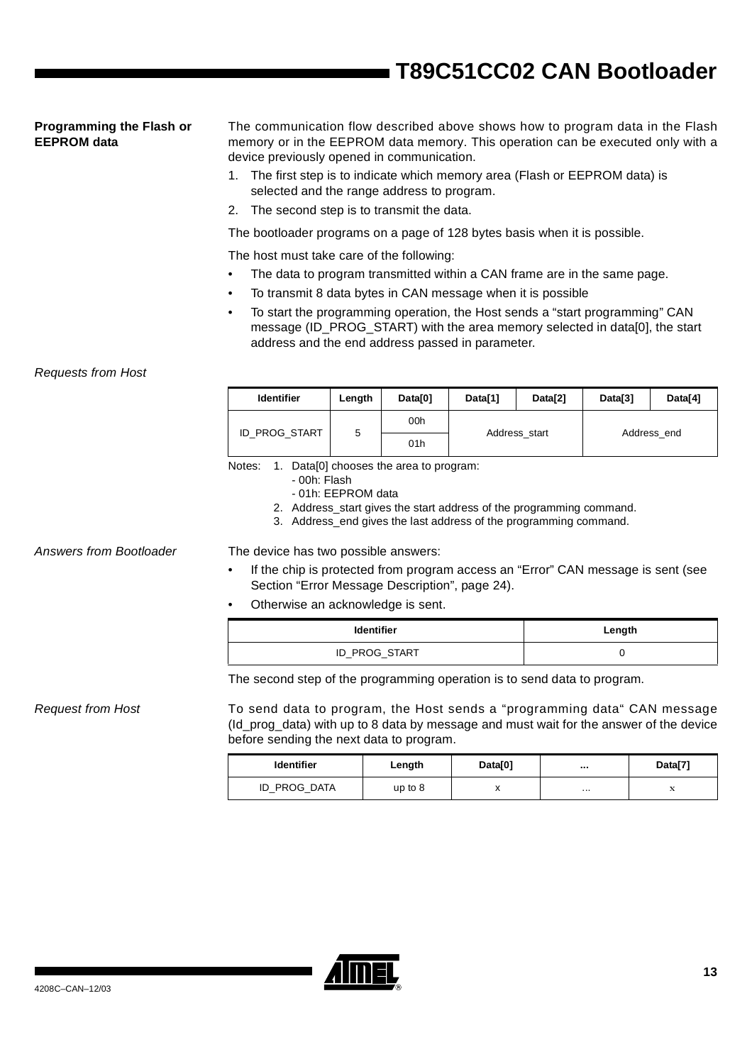### Programming the Flash or EEPROM data

The communication flow described above shows how to program data in the Flash memory or in the EEPROM data memory. This operation can be executed only with a device previously opened in communication.

1. The first step is to indicate which memory area (Flash or EEPROM data) is selected and the range address to program.
2. The second step is to transmit the data.

The bootloader programs on a page of 128 bytes basis when it is possible.

The host must take care of the following:

- The data to program transmitted within a CAN frame are in the same page.
- To transmit 8 data bytes in CAN message when it is possible
- To start the programming operation, the Host sends a "start programming" CAN message (ID_PROG_START) with the area memory selected in data[0], the start address and the end address passed in parameter.

*Requests from Host*

| Identifier | Length | Data[0] | Data[1] | Data[2] | Data[3] | Data[4] |
|---|---|---|---|---|---|---|
| ID_PROG_START | 5 | 00h | Address_start | | Address_end | |
| | | 01h | | | | |

Notes: 1. Data[0] chooses the area to program:
- 00h: Flash
- 01h: EEPROM data

2. Address_start gives the start address of the programming command.
3. Address_end gives the last address of the programming command.

*Answers from Bootloader*

The device has two possible answers:

- If the chip is protected from program access an "Error" CAN message is sent (see Section "Error Message Description", page 24).
- Otherwise an acknowledge is sent.

| Identifier | Length |
|---|---|
| ID_PROG_START | 0 |

The second step of the programming operation is to send data to program.

*Request from Host*

To send data to program, the Host sends a "programming data" CAN message (Id_prog_data) with up to 8 data by message and must wait for the answer of the device before sending the next data to program.

| Identifier | Length | Data[0] | ... | Data[7] |
|---|---|---|---|---|
| ID_PROG_DATA | up to 8 | x | ... | x |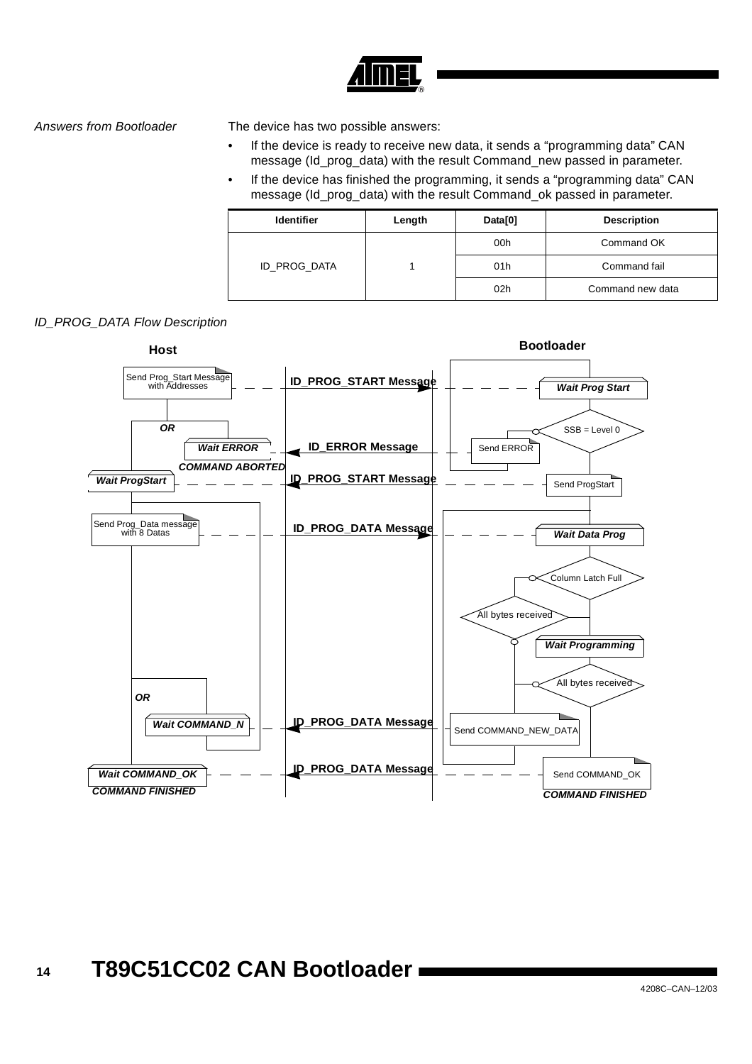*Answers from Bootloader*

The device has two possible answers:

- If the device is ready to receive new data, it sends a “programming data” CAN message (Id_prog_data) with the result Command_new passed in parameter.
- If the device has finished the programming, it sends a “programming data” CAN message (Id_prog_data) with the result Command_ok passed in parameter.

| Identifier | Length | Data[0] | Description |
|---|---|---|---|
| ID_PROG_DATA | 1 | 00h | Command OK |
| | | 01h | Command fail |
| | | 02h | Command new data |

*ID_PROG_DATA Flow Description*

**Host** | **Bootloader**

- Host: Send Prog_Start Message with Addresses → **ID_PROG_START Message** → Bootloader: *Wait Prog Start*
- Bootloader: SSB = Level 0 → Send ERROR → **ID_ERROR Message** → Host: *Wait ERROR* — *COMMAND ABORTED*
- **OR**
- Bootloader: Send ProgStart → **ID_PROG_START Message** → Host: *Wait ProgStart*
- Host: Send Prog_Data message with 8 Datas → **ID_PROG_DATA Message** → Bootloader: *Wait Data Prog*
- Bootloader: Column Latch Full / All bytes received → *Wait Programming* → All bytes received
- Bootloader: Send COMMAND_NEW_DATA → **ID_PROG_DATA Message** → Host: *Wait COMMAND_N*
- **OR**
- Bootloader: Send COMMAND_OK — *COMMAND FINISHED* → **ID_PROG_DATA Message** → Host: *Wait COMMAND_OK* — *COMMAND FINISHED*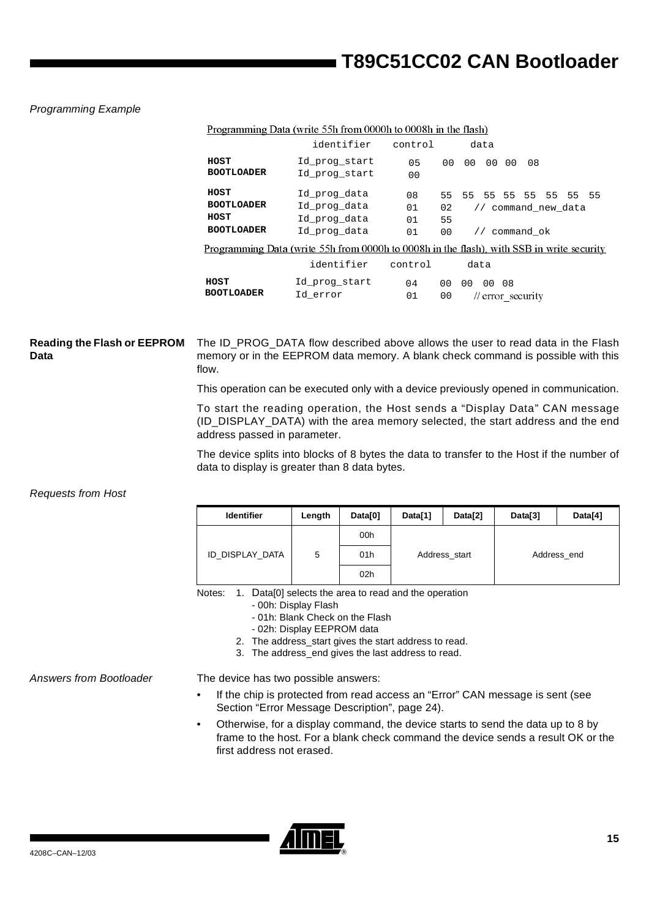*Programming Example*

Programming Data (write 55h from 0000h to 0008h in the flash)

| | identifier | control | data |
|---|---|---|---|
| **HOST** | Id_prog_start | 05 | 00 00 00 00 08 |
| **BOOTLOADER** | Id_prog_start | 00 | |
| **HOST** | Id_prog_data | 08 | 55 55 55 55 55 55 55 55 |
| **BOOTLOADER** | Id_prog_data | 01 | 02 // command_new_data |
| **HOST** | Id_prog_data | 01 | 55 |
| **BOOTLOADER** | Id_prog_data | 01 | 00 // command_ok |

Programming Data (write 55h from 0000h to 0008h in the flash), with SSB in write security

| | identifier | control | data |
|---|---|---|---|
| **HOST** | Id_prog_start | 04 | 00 00 00 08 |
| **BOOTLOADER** | Id_error | 01 | 00 // error_security |

**Reading the Flash or EEPROM Data**

The ID_PROG_DATA flow described above allows the user to read data in the Flash memory or in the EEPROM data memory. A blank check command is possible with this flow.

This operation can be executed only with a device previously opened in communication.

To start the reading operation, the Host sends a "Display Data" CAN message (ID_DISPLAY_DATA) with the area memory selected, the start address and the end address passed in parameter.

The device splits into blocks of 8 bytes the data to transfer to the Host if the number of data to display is greater than 8 data bytes.

*Requests from Host*

| Identifier | Length | Data[0] | Data[1] | Data[2] | Data[3] | Data[4] |
|---|---|---|---|---|---|---|
| ID_DISPLAY_DATA | 5 | 00h | Address_start | | Address_end | |
| | | 01h | | | | |
| | | 02h | | | | |

Notes: 1. Data[0] selects the area to read and the operation
- 00h: Display Flash
- 01h: Blank Check on the Flash
- 02h: Display EEPROM data

2. The address_start gives the start address to read.
3. The address_end gives the last address to read.

*Answers from Bootloader*

The device has two possible answers:

- If the chip is protected from read access an "Error" CAN message is sent (see Section "Error Message Description", page 24).
- Otherwise, for a display command, the device starts to send the data up to 8 by frame to the host. For a blank check command the device sends a result OK or the first address not erased.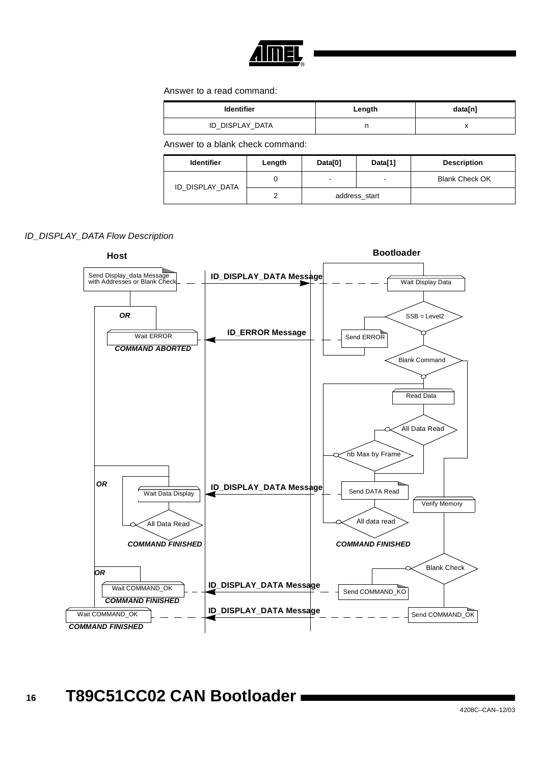Answer to a read command:

| Identifier | Length | data[n] |
|---|---|---|
| ID_DISPLAY_DATA | n | x |

Answer to a blank check command:

| Identifier | Length | Data[0] | Data[1] | Description |
|---|---|---|---|---|
| ID_DISPLAY_DATA | 0 | - | - | Blank Check OK |
| | 2 | address_start | | |

*ID_DISPLAY_DATA Flow Description*

**Host** | **Bootloader**

- Host: Send Display_data Message with Addresses or Blank Check → **ID_DISPLAY_DATA Message** → Bootloader: Wait Display Data
- Bootloader: SSB = Level2 → Send ERROR → **ID_ERROR Message** → Host (**OR**): Wait ERROR — ***COMMAND ABORTED***
- Bootloader: Blank Command → Read Data → All Data Read → nb Max by Frame → Send DATA Read → **ID_DISPLAY_DATA Message** → Host (**OR**): Wait Data Display → All Data Read — ***COMMAND FINISHED***
- Bootloader: All data read — ***COMMAND FINISHED***
- Bootloader: Verify Memory → Blank Check → Send COMMAND_KO → **ID_DISPLAY_DATA Message** → Host (**OR**): Wait COMMAND_OK — ***COMMAND FINISHED***
- Bootloader: Send COMMAND_OK → **ID_DISPLAY_DATA Message** → Host: Wait COMMAND_OK — ***COMMAND FINISHED***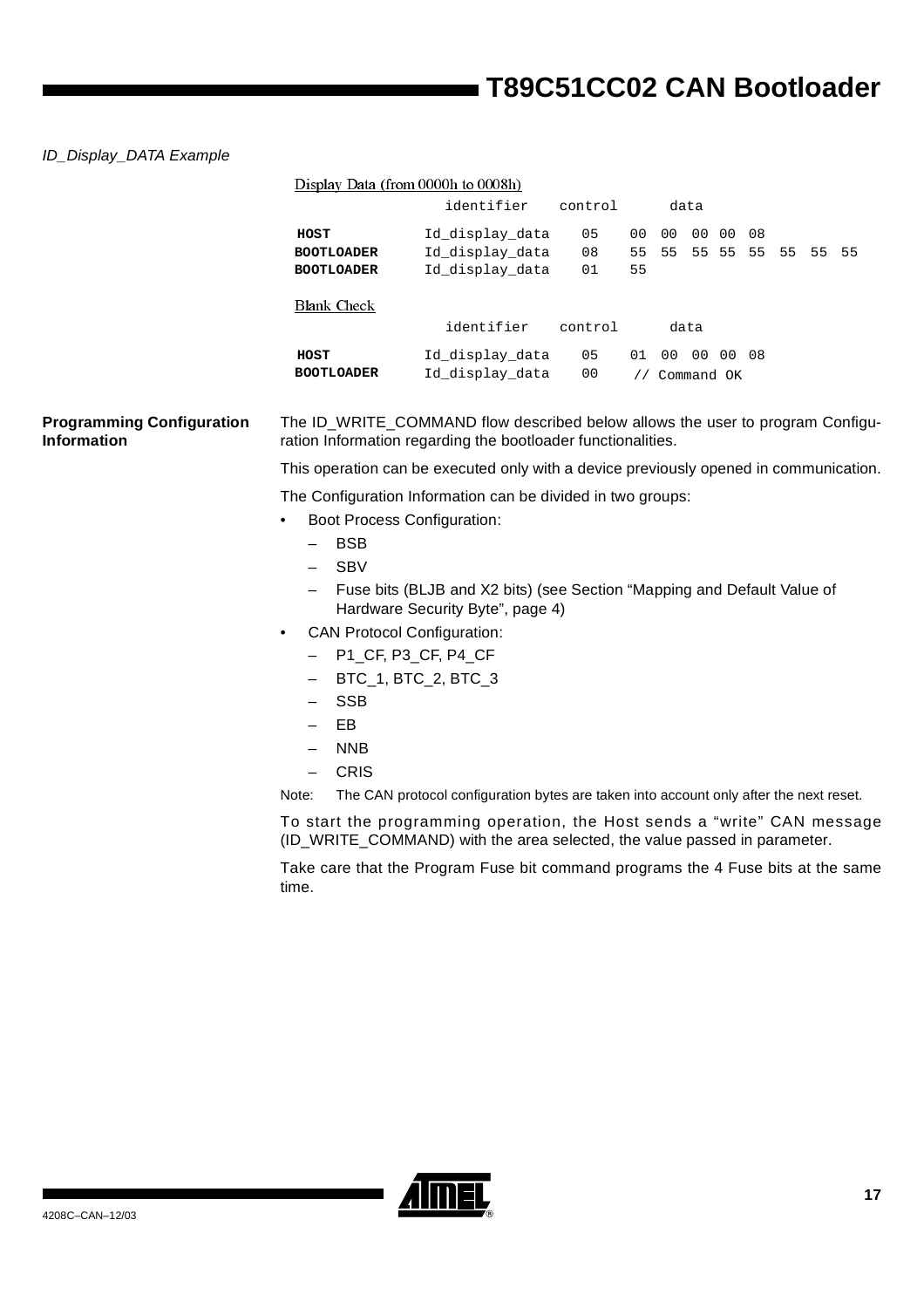*ID_Display_DATA Example*

Display Data (from 0000h to 0008h)

| | identifier | control | data |
|---|---|---|---|
| **HOST** | Id_display_data | 05 | 00 00 00 00 08 |
| **BOOTLOADER** | Id_display_data | 08 | 55 55 55 55 55 55 55 55 |
| **BOOTLOADER** | Id_display_data | 01 | 55 |

Blank Check

| | identifier | control | data |
|---|---|---|---|
| **HOST** | Id_display_data | 05 | 01 00 00 00 08 |
| **BOOTLOADER** | Id_display_data | 00 | // Command OK |

## Programming Configuration Information

The ID_WRITE_COMMAND flow described below allows the user to program Configuration Information regarding the bootloader functionalities.

This operation can be executed only with a device previously opened in communication.

The Configuration Information can be divided in two groups:

- Boot Process Configuration:
  - BSB
  - SBV
  - Fuse bits (BLJB and X2 bits) (see Section "Mapping and Default Value of Hardware Security Byte", page 4)
- CAN Protocol Configuration:
  - P1_CF, P3_CF, P4_CF
  - BTC_1, BTC_2, BTC_3
  - SSB
  - EB
  - NNB
  - CRIS

Note: The CAN protocol configuration bytes are taken into account only after the next reset.

To start the programming operation, the Host sends a "write" CAN message (ID_WRITE_COMMAND) with the area selected, the value passed in parameter.

Take care that the Program Fuse bit command programs the 4 Fuse bits at the same time.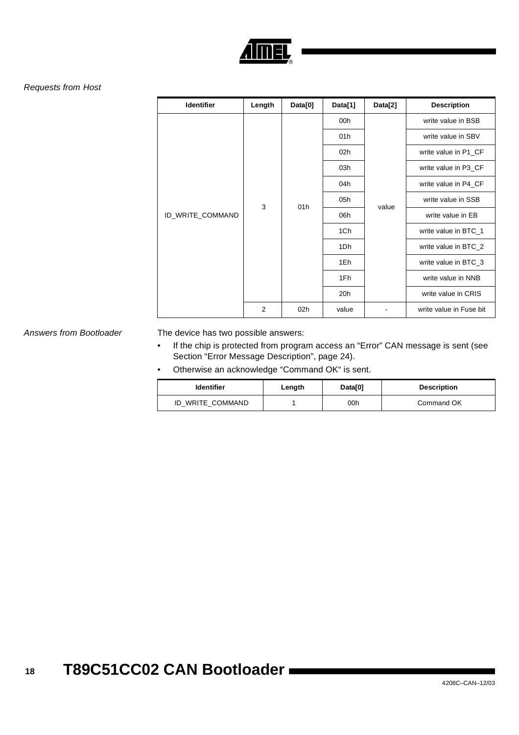*Requests from Host*

| Identifier | Length | Data[0] | Data[1] | Data[2] | Description |
|---|---|---|---|---|---|
| ID_WRITE_COMMAND | 3 | 01h | 00h | value | write value in BSB |
| | | | 01h | | write value in SBV |
| | | | 02h | | write value in P1_CF |
| | | | 03h | | write value in P3_CF |
| | | | 04h | | write value in P4_CF |
| | | | 05h | | write value in SSB |
| | | | 06h | | write value in EB |
| | | | 1Ch | | write value in BTC_1 |
| | | | 1Dh | | write value in BTC_2 |
| | | | 1Eh | | write value in BTC_3 |
| | | | 1Fh | | write value in NNB |
| | | | 20h | | write value in CRIS |
| | 2 | 02h | value | - | write value in Fuse bit |

*Answers from Bootloader*

The device has two possible answers:

- If the chip is protected from program access an "Error" CAN message is sent (see Section "Error Message Description", page 24).
- Otherwise an acknowledge "Command OK" is sent.

| Identifier | Length | Data[0] | Description |
|---|---|---|---|
| ID_WRITE_COMMAND | 1 | 00h | Command OK |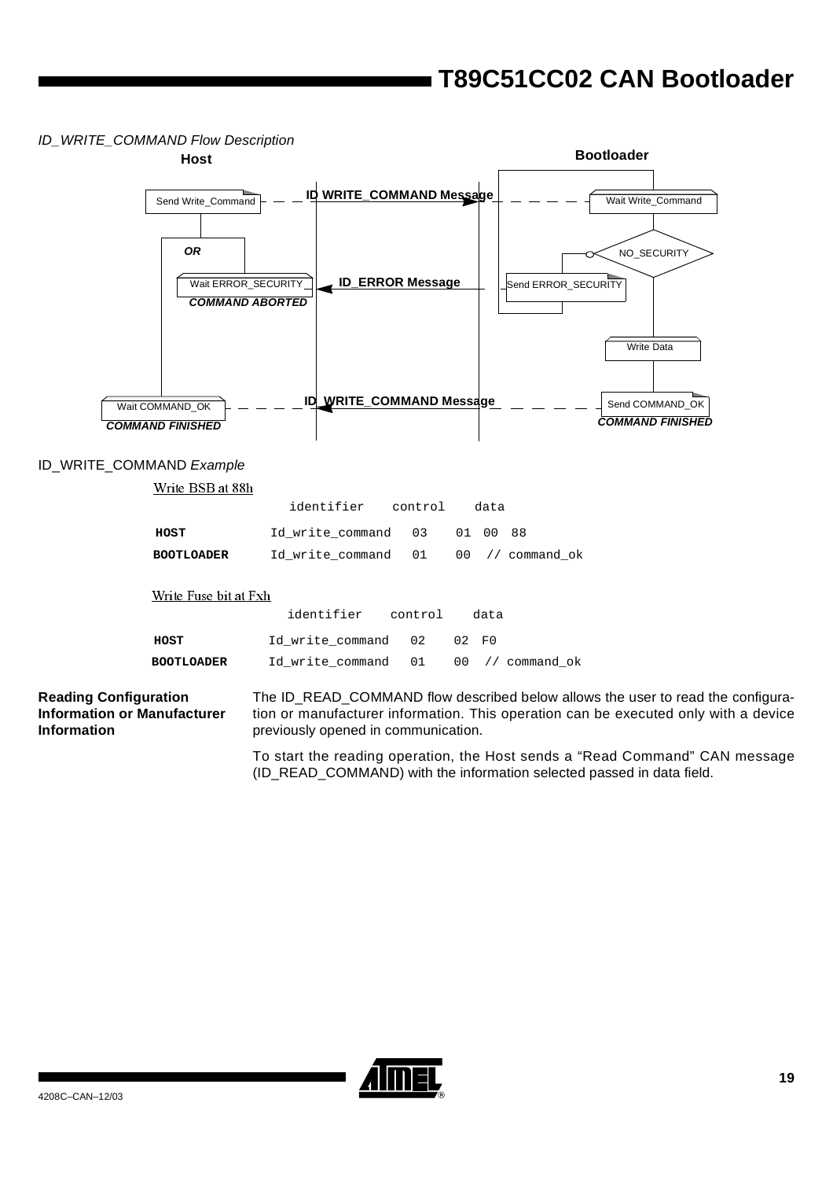*ID_WRITE_COMMAND Flow Description*

**Host** | **Bootloader**

- Host: Send Write_Command → **ID_WRITE_COMMAND Message** → Bootloader: Wait Write_Command
- Bootloader: NO_SECURITY check
  - *OR*: Bootloader: Send ERROR_SECURITY → **ID_ERROR Message** → Host: Wait ERROR_SECURITY — ***COMMAND ABORTED***
- Bootloader: Write Data
- Bootloader: Send COMMAND_OK — ***COMMAND FINISHED*** → **ID_WRITE_COMMAND Message** → Host: Wait COMMAND_OK — ***COMMAND FINISHED***

ID_WRITE_COMMAND *Example*

Write BSB at 88h

```
                  identifier    control    data
HOST              Id_write_command   03    01 00 88
BOOTLOADER        Id_write_command   01    00  // command_ok
```

Write Fuse bit at Fxh

```
                  identifier    control    data
HOST              Id_write_command   02    02 F0
BOOTLOADER        Id_write_command   01    00  // command_ok
```

### Reading Configuration Information or Manufacturer Information

The ID_READ_COMMAND flow described below allows the user to read the configuration or manufacturer information. This operation can be executed only with a device previously opened in communication.

To start the reading operation, the Host sends a "Read Command" CAN message (ID_READ_COMMAND) with the information selected passed in data field.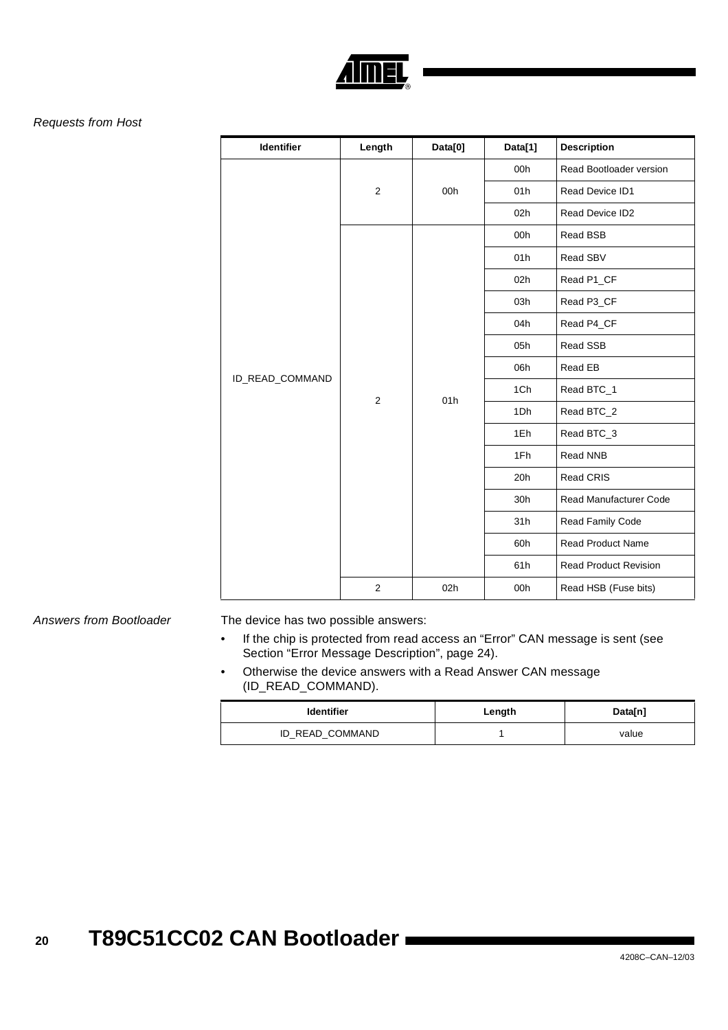*Requests from Host*

| Identifier | Length | Data[0] | Data[1] | Description |
|---|---|---|---|---|
| ID_READ_COMMAND | 2 | 00h | 00h | Read Bootloader version |
| | | | 01h | Read Device ID1 |
| | | | 02h | Read Device ID2 |
| | 2 | 01h | 00h | Read BSB |
| | | | 01h | Read SBV |
| | | | 02h | Read P1_CF |
| | | | 03h | Read P3_CF |
| | | | 04h | Read P4_CF |
| | | | 05h | Read SSB |
| | | | 06h | Read EB |
| | | | 1Ch | Read BTC_1 |
| | | | 1Dh | Read BTC_2 |
| | | | 1Eh | Read BTC_3 |
| | | | 1Fh | Read NNB |
| | | | 20h | Read CRIS |
| | | | 30h | Read Manufacturer Code |
| | | | 31h | Read Family Code |
| | | | 60h | Read Product Name |
| | | | 61h | Read Product Revision |
| | 2 | 02h | 00h | Read HSB (Fuse bits) |

*Answers from Bootloader*

The device has two possible answers:

- If the chip is protected from read access an "Error" CAN message is sent (see Section "Error Message Description", page 24).
- Otherwise the device answers with a Read Answer CAN message (ID_READ_COMMAND).

| Identifier | Length | Data[n] |
|---|---|---|
| ID_READ_COMMAND | 1 | value |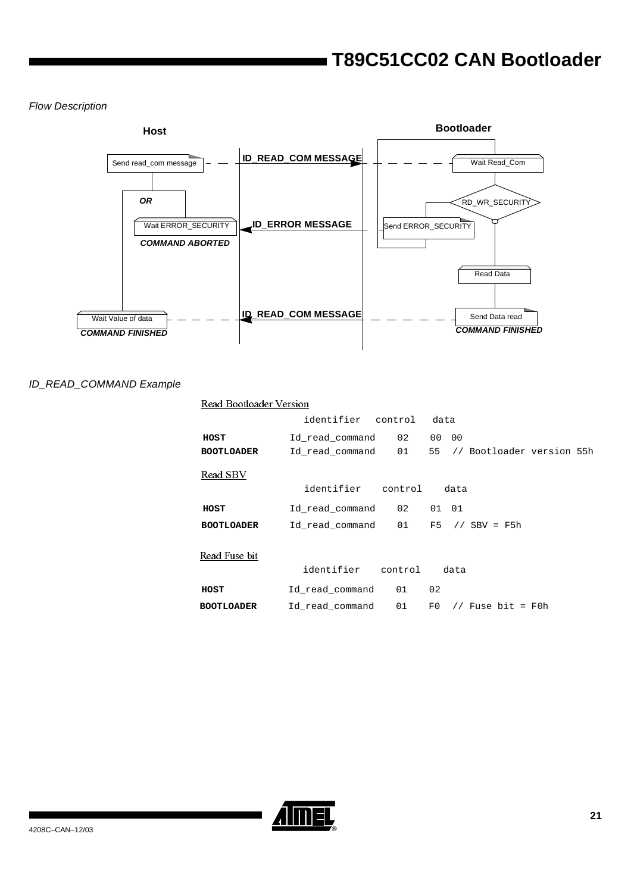*Flow Description*

**Host** | **Bootloader**

Send read_com message — **ID_READ_COM MESSAGE** → Wait Read_Com

RD_WR_SECURITY

**OR**

Wait ERROR_SECURITY ← **ID_ERROR MESSAGE** — Send ERROR_SECURITY

***COMMAND ABORTED***

Read Data

Wait Value of data ← **ID_READ_COM MESSAGE** — Send Data read

***COMMAND FINISHED*** | ***COMMAND FINISHED***

*ID_READ_COMMAND Example*

Read Bootloader Version

```
              identifier       control   data
HOST          Id_read_command  02        00 00
BOOTLOADER    Id_read_command  01        55  // Bootloader version 55h
```

Read SBV

```
              identifier       control   data
HOST          Id_read_command  02        01 01
BOOTLOADER    Id_read_command  01        F5  // SBV = F5h
```

Read Fuse bit

```
              identifier       control   data
HOST          Id_read_command  01        02
BOOTLOADER    Id_read_command  01        F0  // Fuse bit = F0h
```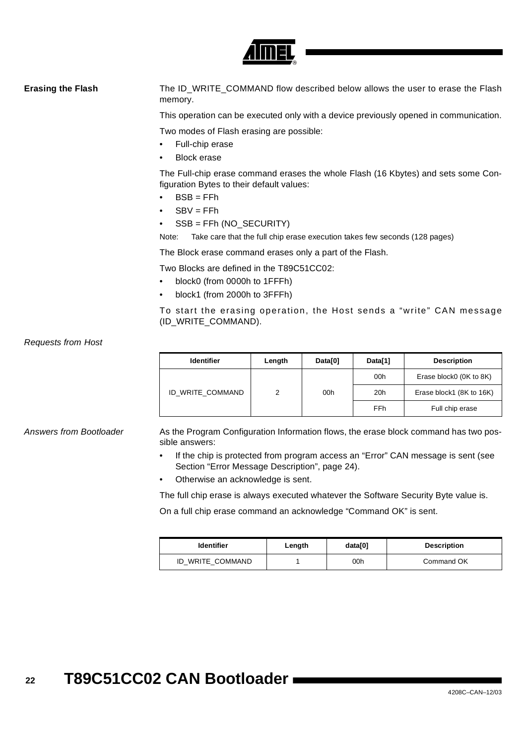## Erasing the Flash

The ID_WRITE_COMMAND flow described below allows the user to erase the Flash memory.

This operation can be executed only with a device previously opened in communication.

Two modes of Flash erasing are possible:

- Full-chip erase
- Block erase

The Full-chip erase command erases the whole Flash (16 Kbytes) and sets some Configuration Bytes to their default values:

- BSB = FFh
- SBV = FFh
- SSB = FFh (NO_SECURITY)

Note: Take care that the full chip erase execution takes few seconds (128 pages)

The Block erase command erases only a part of the Flash.

Two Blocks are defined in the T89C51CC02:

- block0 (from 0000h to 1FFFh)
- block1 (from 2000h to 3FFFh)

To start the erasing operation, the Host sends a "write" CAN message (ID_WRITE_COMMAND).

*Requests from Host*

| Identifier | Length | Data[0] | Data[1] | Description |
|---|---|---|---|---|
| ID_WRITE_COMMAND | 2 | 00h | 00h | Erase block0 (0K to 8K) |
| | | | 20h | Erase block1 (8K to 16K) |
| | | | FFh | Full chip erase |

*Answers from Bootloader*

As the Program Configuration Information flows, the erase block command has two possible answers:

- If the chip is protected from program access an "Error" CAN message is sent (see Section "Error Message Description", page 24).
- Otherwise an acknowledge is sent.

The full chip erase is always executed whatever the Software Security Byte value is.

On a full chip erase command an acknowledge "Command OK" is sent.

| Identifier | Length | data[0] | Description |
|---|---|---|---|
| ID_WRITE_COMMAND | 1 | 00h | Command OK |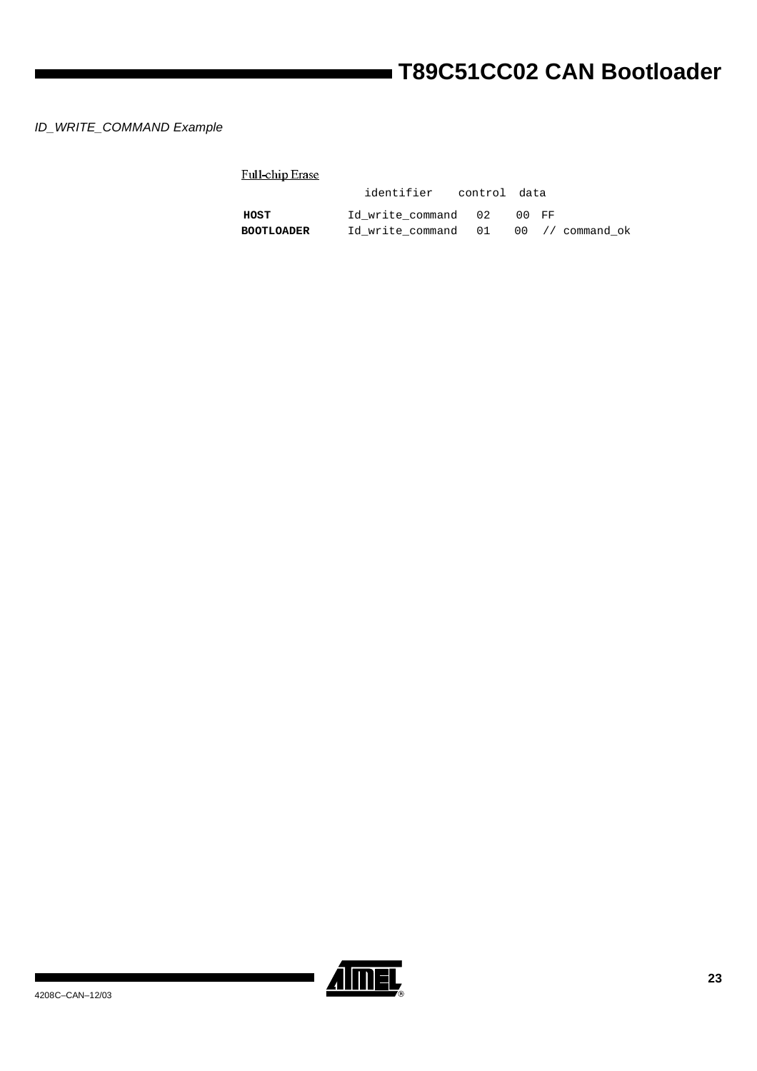*ID_WRITE_COMMAND Example*

```
Full-chip Erase
                    identifier      control  data
HOST            Id_write_command   02    00  FF
BOOTLOADER      Id_write_command   01    00  // command_ok
```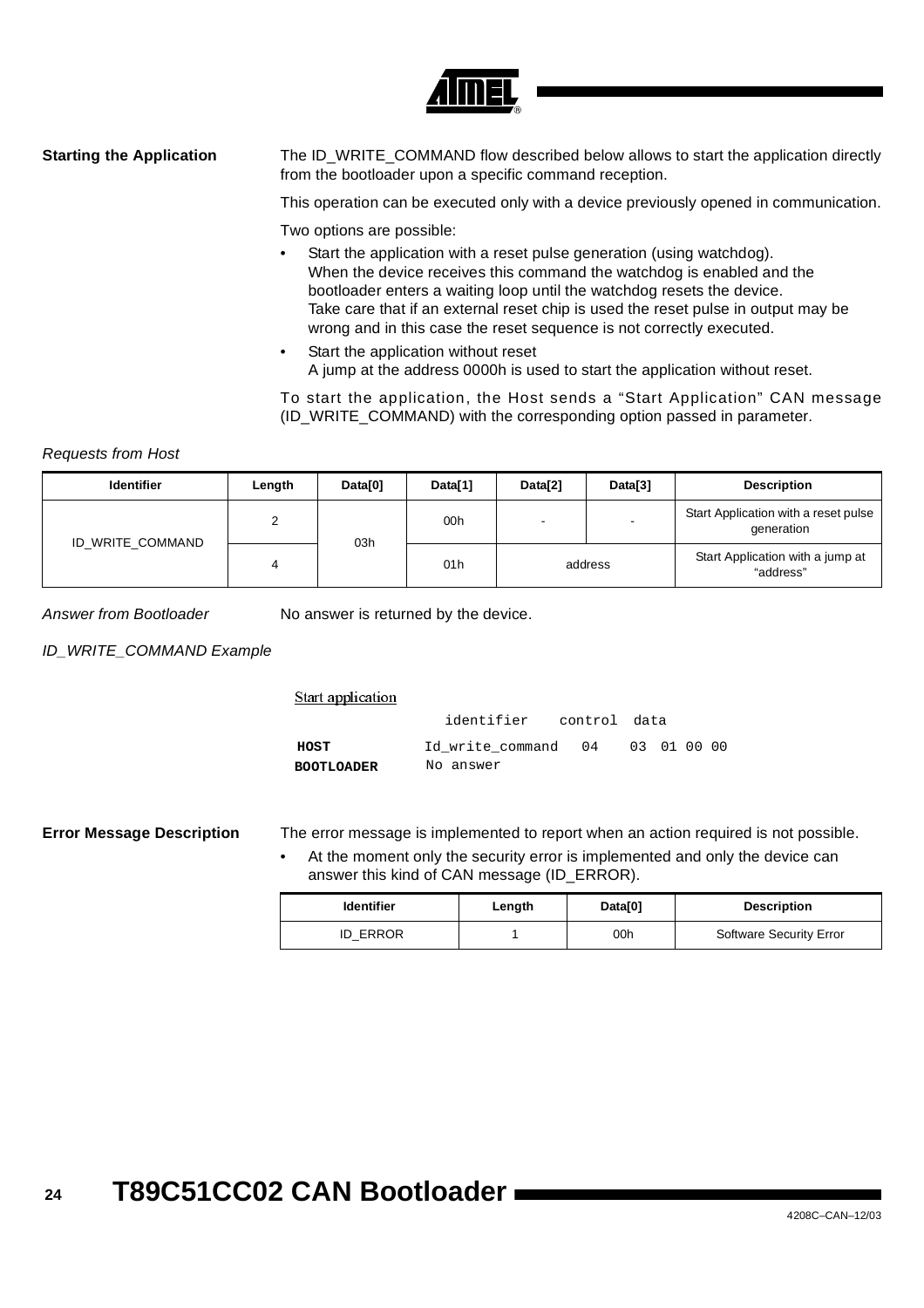### Starting the Application

The ID_WRITE_COMMAND flow described below allows to start the application directly from the bootloader upon a specific command reception.

This operation can be executed only with a device previously opened in communication.

Two options are possible:

- Start the application with a reset pulse generation (using watchdog).
  When the device receives this command the watchdog is enabled and the bootloader enters a waiting loop until the watchdog resets the device.
  Take care that if an external reset chip is used the reset pulse in output may be wrong and in this case the reset sequence is not correctly executed.
- Start the application without reset
  A jump at the address 0000h is used to start the application without reset.

To start the application, the Host sends a “Start Application” CAN message (ID_WRITE_COMMAND) with the corresponding option passed in parameter.

*Requests from Host*

| Identifier | Length | Data[0] | Data[1] | Data[2] | Data[3] | Description |
|---|---|---|---|---|---|---|
| ID_WRITE_COMMAND | 2 | 03h | 00h | - | - | Start Application with a reset pulse generation |
| | 4 | | 01h | address | | Start Application with a jump at “address” |

*Answer from Bootloader* No answer is returned by the device.

*ID_WRITE_COMMAND Example*

```
Start application
                  identifier    control  data
HOST              Id_write_command   04    03 01 00 00
BOOTLOADER        No answer
```

### Error Message Description

The error message is implemented to report when an action required is not possible.

- At the moment only the security error is implemented and only the device can answer this kind of CAN message (ID_ERROR).

| Identifier | Length | Data[0] | Description |
|---|---|---|---|
| ID_ERROR | 1 | 00h | Software Security Error |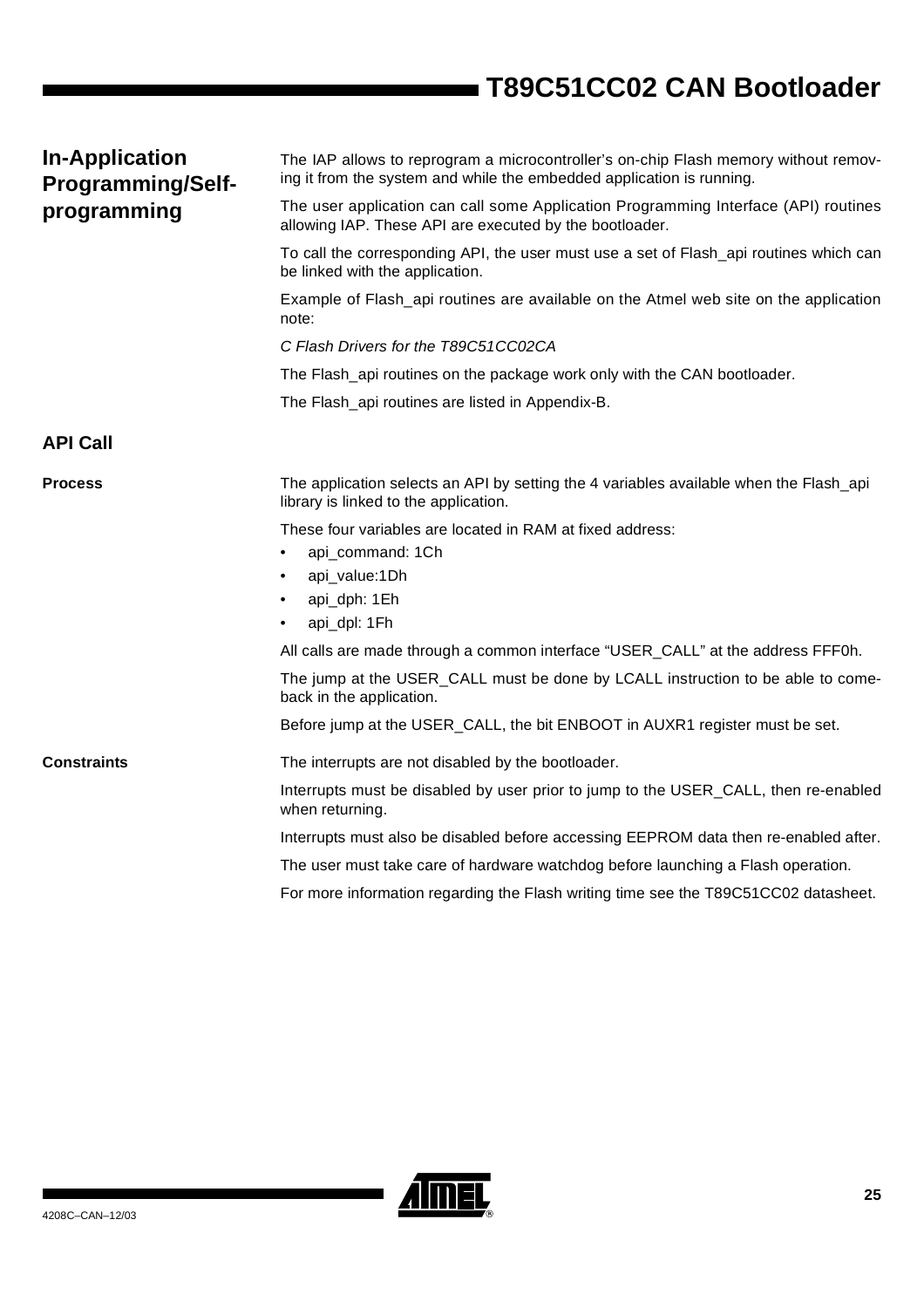## In-Application Programming/Self-programming

The IAP allows to reprogram a microcontroller's on-chip Flash memory without removing it from the system and while the embedded application is running.

The user application can call some Application Programming Interface (API) routines allowing IAP. These API are executed by the bootloader.

To call the corresponding API, the user must use a set of Flash_api routines which can be linked with the application.

Example of Flash_api routines are available on the Atmel web site on the application note:

*C Flash Drivers for the T89C51CC02CA*

The Flash_api routines on the package work only with the CAN bootloader.

The Flash_api routines are listed in Appendix-B.

## API Call

### Process

The application selects an API by setting the 4 variables available when the Flash_api library is linked to the application.

These four variables are located in RAM at fixed address:

- api_command: 1Ch
- api_value:1Dh
- api_dph: 1Eh
- api_dpl: 1Fh

All calls are made through a common interface "USER_CALL" at the address FFF0h.

The jump at the USER_CALL must be done by LCALL instruction to be able to comeback in the application.

Before jump at the USER_CALL, the bit ENBOOT in AUXR1 register must be set.

### Constraints

The interrupts are not disabled by the bootloader.

Interrupts must be disabled by user prior to jump to the USER_CALL, then re-enabled when returning.

Interrupts must also be disabled before accessing EEPROM data then re-enabled after.

The user must take care of hardware watchdog before launching a Flash operation.

For more information regarding the Flash writing time see the T89C51CC02 datasheet.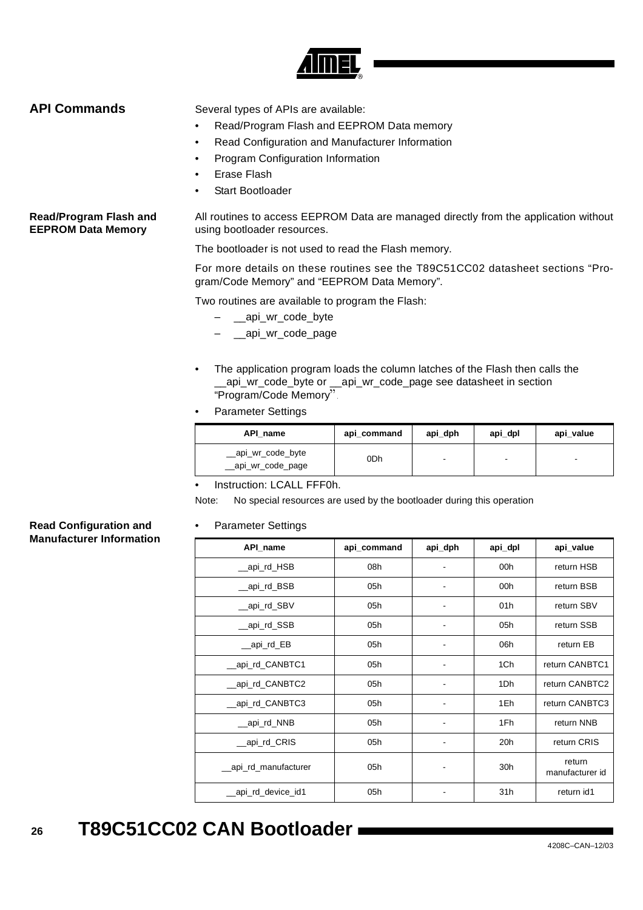## API Commands

Several types of APIs are available:

- Read/Program Flash and EEPROM Data memory
- Read Configuration and Manufacturer Information
- Program Configuration Information
- Erase Flash
- Start Bootloader

### Read/Program Flash and EEPROM Data Memory

All routines to access EEPROM Data are managed directly from the application without using bootloader resources.

The bootloader is not used to read the Flash memory.

For more details on these routines see the T89C51CC02 datasheet sections "Program/Code Memory" and "EEPROM Data Memory".

Two routines are available to program the Flash:

– __api_wr_code_byte

– __api_wr_code_page

- The application program loads the column latches of the Flash then calls the __api_wr_code_byte or __api_wr_code_page see datasheet in section "Program/Code Memory".
- Parameter Settings

| API_name | api_command | api_dph | api_dpl | api_value |
|---|---|---|---|---|
| __api_wr_code_byte<br>__api_wr_code_page | 0Dh | - | - | - |

- Instruction: LCALL FFF0h.

Note: No special resources are used by the bootloader during this operation

### Read Configuration and Manufacturer Information

- Parameter Settings

| API_name | api_command | api_dph | api_dpl | api_value |
|---|---|---|---|---|
| __api_rd_HSB | 08h | - | 00h | return HSB |
| __api_rd_BSB | 05h | - | 00h | return BSB |
| __api_rd_SBV | 05h | - | 01h | return SBV |
| __api_rd_SSB | 05h | - | 05h | return SSB |
| __api_rd_EB | 05h | - | 06h | return EB |
| __api_rd_CANBTC1 | 05h | - | 1Ch | return CANBTC1 |
| __api_rd_CANBTC2 | 05h | - | 1Dh | return CANBTC2 |
| __api_rd_CANBTC3 | 05h | - | 1Eh | return CANBTC3 |
| __api_rd_NNB | 05h | - | 1Fh | return NNB |
| __api_rd_CRIS | 05h | - | 20h | return CRIS |
| __api_rd_manufacturer | 05h | - | 30h | return manufacturer id |
| __api_rd_device_id1 | 05h | - | 31h | return id1 |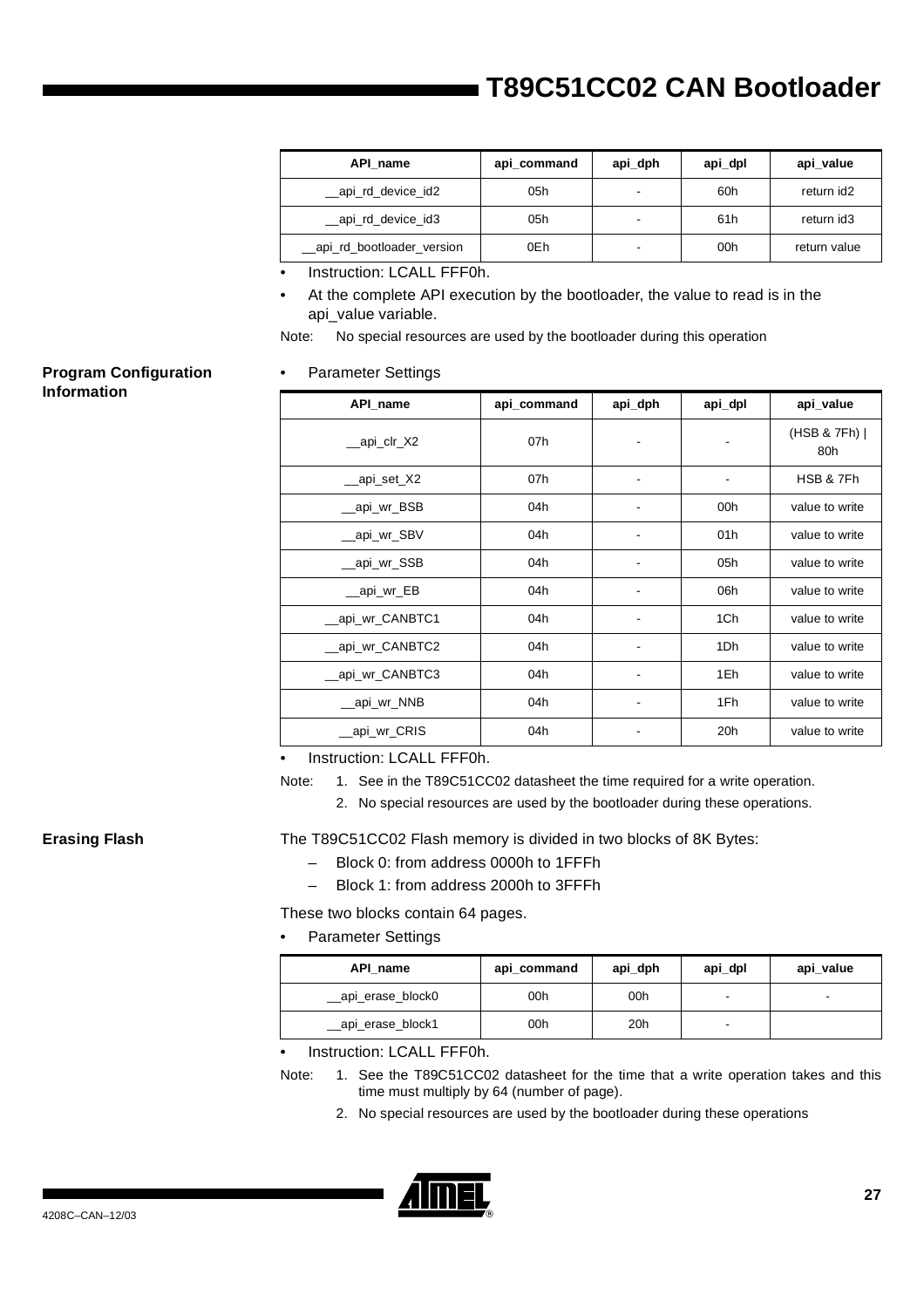| API_name | api_command | api_dph | api_dpl | api_value |
|---|---|---|---|---|
| __api_rd_device_id2 | 05h | - | 60h | return id2 |
| __api_rd_device_id3 | 05h | - | 61h | return id3 |
| __api_rd_bootloader_version | 0Eh | - | 00h | return value |

- Instruction: LCALL FFF0h.
- At the complete API execution by the bootloader, the value to read is in the api_value variable.

Note: No special resources are used by the bootloader during this operation

## Program Configuration Information

- Parameter Settings

| API_name | api_command | api_dph | api_dpl | api_value |
|---|---|---|---|---|
| __api_clr_X2 | 07h | - | - | (HSB & 7Fh) \| 80h |
| __api_set_X2 | 07h | - | - | HSB & 7Fh |
| __api_wr_BSB | 04h | - | 00h | value to write |
| __api_wr_SBV | 04h | - | 01h | value to write |
| __api_wr_SSB | 04h | - | 05h | value to write |
| __api_wr_EB | 04h | - | 06h | value to write |
| __api_wr_CANBTC1 | 04h | - | 1Ch | value to write |
| __api_wr_CANBTC2 | 04h | - | 1Dh | value to write |
| __api_wr_CANBTC3 | 04h | - | 1Eh | value to write |
| __api_wr_NNB | 04h | - | 1Fh | value to write |
| __api_wr_CRIS | 04h | - | 20h | value to write |

- Instruction: LCALL FFF0h.

Note:
1. See in the T89C51CC02 datasheet the time required for a write operation.
2. No special resources are used by the bootloader during these operations.

## Erasing Flash

The T89C51CC02 Flash memory is divided in two blocks of 8K Bytes:

- Block 0: from address 0000h to 1FFFh
- Block 1: from address 2000h to 3FFFh

These two blocks contain 64 pages.

- Parameter Settings

| API_name | api_command | api_dph | api_dpl | api_value |
|---|---|---|---|---|
| __api_erase_block0 | 00h | 00h | - | - |
| __api_erase_block1 | 00h | 20h | - | |

- Instruction: LCALL FFF0h.

Note:
1. See the T89C51CC02 datasheet for the time that a write operation takes and this time must multiply by 64 (number of page).
2. No special resources are used by the bootloader during these operations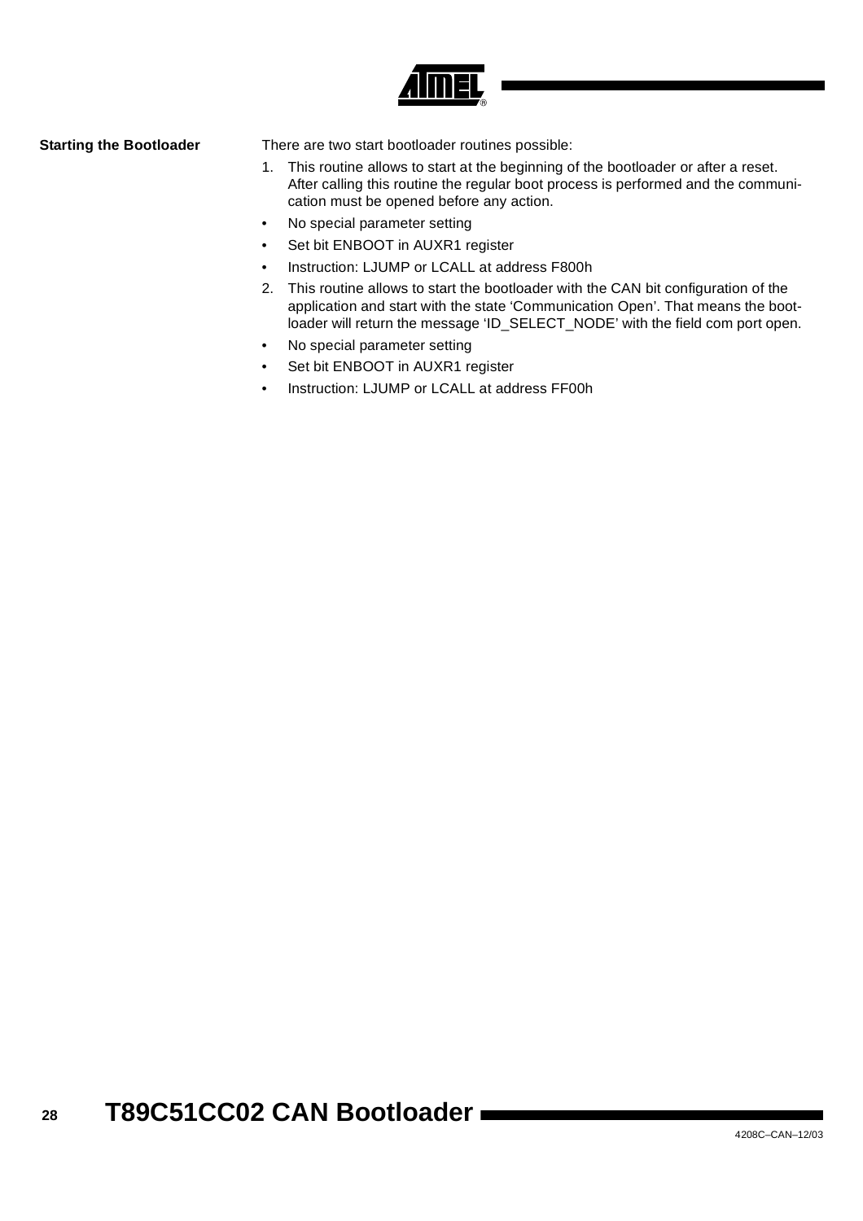## Starting the Bootloader

There are two start bootloader routines possible:

1. This routine allows to start at the beginning of the bootloader or after a reset. After calling this routine the regular boot process is performed and the communication must be opened before any action.

- No special parameter setting
- Set bit ENBOOT in AUXR1 register
- Instruction: LJUMP or LCALL at address F800h

2. This routine allows to start the bootloader with the CAN bit configuration of the application and start with the state 'Communication Open'. That means the bootloader will return the message 'ID_SELECT_NODE' with the field com port open.

- No special parameter setting
- Set bit ENBOOT in AUXR1 register
- Instruction: LJUMP or LCALL at address FF00h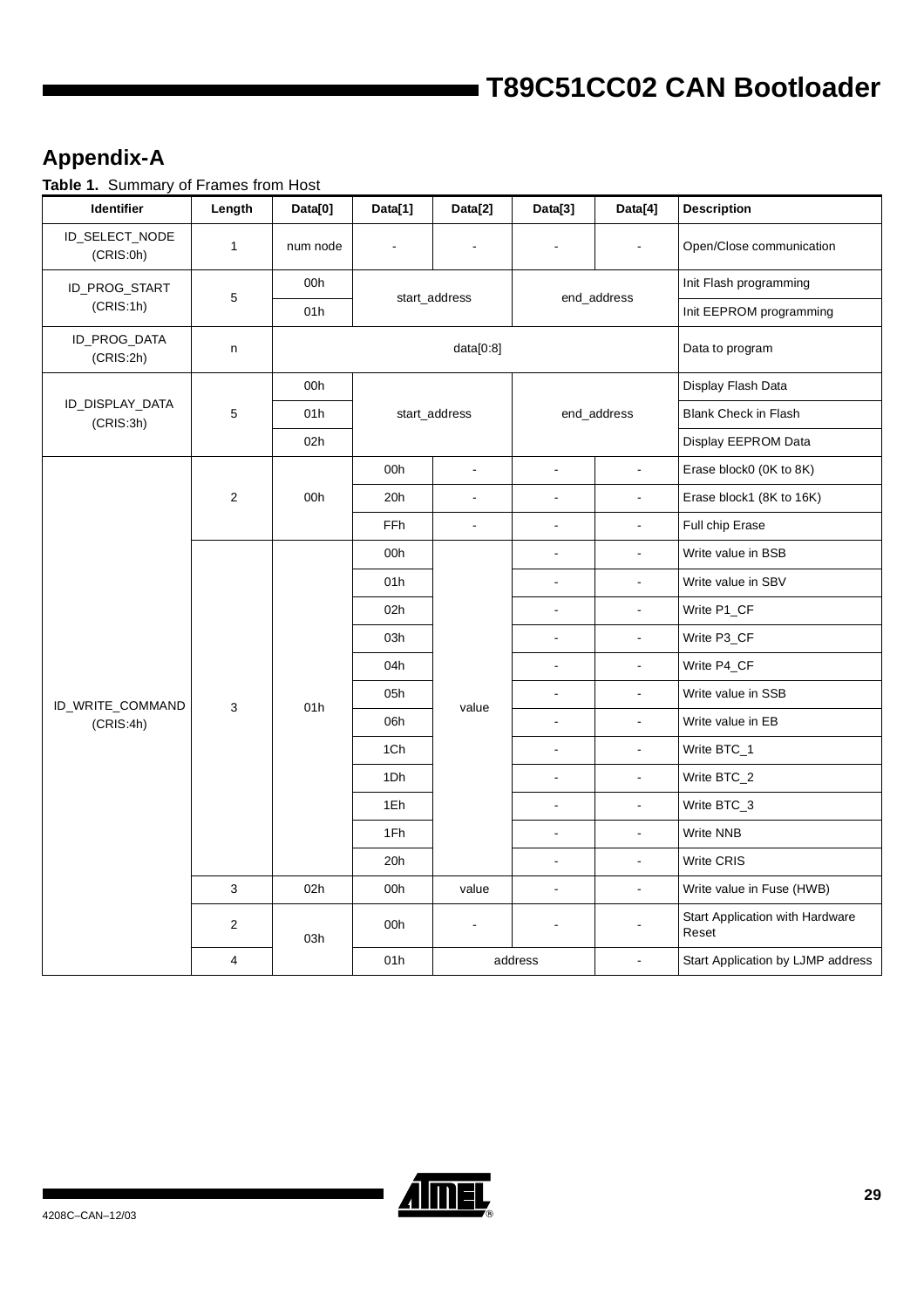## Appendix-A

**Table 1.** Summary of Frames from Host

| Identifier | Length | Data[0] | Data[1] | Data[2] | Data[3] | Data[4] | Description |
|---|---|---|---|---|---|---|---|
| ID_SELECT_NODE (CRIS:0h) | 1 | num node | - | - | - | - | Open/Close communication |
| ID_PROG_START (CRIS:1h) | 5 | 00h | start_address | | end_address | | Init Flash programming |
| | | 01h | | | | | Init EEPROM programming |
| ID_PROG_DATA (CRIS:2h) | n | data[0:8] | | | | | Data to program |
| ID_DISPLAY_DATA (CRIS:3h) | 5 | 00h | start_address | | end_address | | Display Flash Data |
| | | 01h | | | | | Blank Check in Flash |
| | | 02h | | | | | Display EEPROM Data |
| ID_WRITE_COMMAND (CRIS:4h) | 2 | 00h | 00h | - | - | - | Erase block0 (0K to 8K) |
| | | | 20h | - | - | - | Erase block1 (8K to 16K) |
| | | | FFh | - | - | - | Full chip Erase |
| | 3 | 01h | 00h | value | - | - | Write value in BSB |
| | | | 01h | | - | - | Write value in SBV |
| | | | 02h | | - | - | Write P1_CF |
| | | | 03h | | - | - | Write P3_CF |
| | | | 04h | | - | - | Write P4_CF |
| | | | 05h | | - | - | Write value in SSB |
| | | | 06h | | - | - | Write value in EB |
| | | | 1Ch | | - | - | Write BTC_1 |
| | | | 1Dh | | - | - | Write BTC_2 |
| | | | 1Eh | | - | - | Write BTC_3 |
| | | | 1Fh | | - | - | Write NNB |
| | | | 20h | | - | - | Write CRIS |
| | 3 | 02h | 00h | value | - | - | Write value in Fuse (HWB) |
| | 2 | 03h | 00h | - | - | - | Start Application with Hardware Reset |
| | 4 | | 01h | address | | - | Start Application by LJMP address |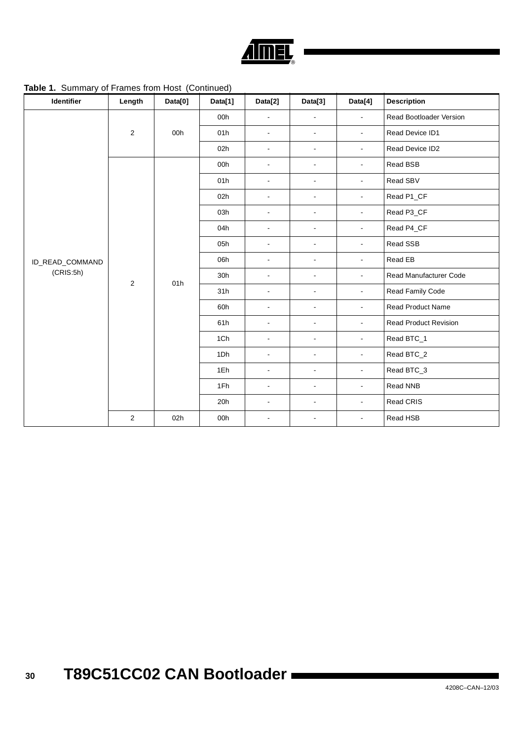**Table 1.** Summary of Frames from Host (Continued)

| Identifier | Length | Data[0] | Data[1] | Data[2] | Data[3] | Data[4] | Description |
|---|---|---|---|---|---|---|---|
| ID_READ_COMMAND (CRIS:5h) | 2 | 00h | 00h | - | - | - | Read Bootloader Version |
| | | | 01h | - | - | - | Read Device ID1 |
| | | | 02h | - | - | - | Read Device ID2 |
| | 2 | 01h | 00h | - | - | - | Read BSB |
| | | | 01h | - | - | - | Read SBV |
| | | | 02h | - | - | - | Read P1_CF |
| | | | 03h | - | - | - | Read P3_CF |
| | | | 04h | - | - | - | Read P4_CF |
| | | | 05h | - | - | - | Read SSB |
| | | | 06h | - | - | - | Read EB |
| | | | 30h | - | - | - | Read Manufacturer Code |
| | | | 31h | - | - | - | Read Family Code |
| | | | 60h | - | - | - | Read Product Name |
| | | | 61h | - | - | - | Read Product Revision |
| | | | 1Ch | - | - | - | Read BTC_1 |
| | | | 1Dh | - | - | - | Read BTC_2 |
| | | | 1Eh | - | - | - | Read BTC_3 |
| | | | 1Fh | - | - | - | Read NNB |
| | | | 20h | - | - | - | Read CRIS |
| | 2 | 02h | 00h | - | - | - | Read HSB |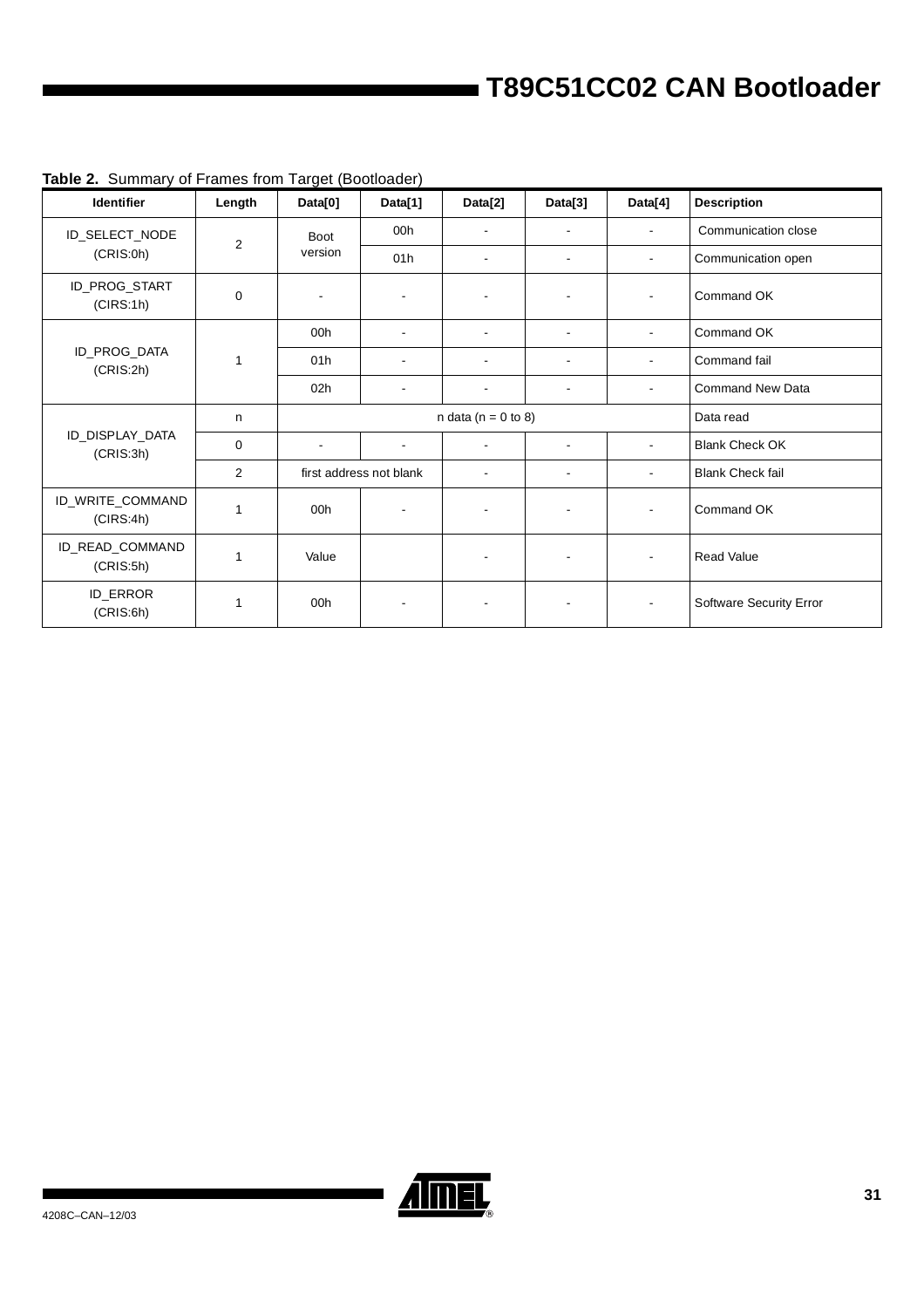**Table 2.** Summary of Frames from Target (Bootloader)

| Identifier | Length | Data[0] | Data[1] | Data[2] | Data[3] | Data[4] | Description |
|---|---|---|---|---|---|---|---|
| ID_SELECT_NODE (CRIS:0h) | 2 | Boot version | 00h | - | - | - | Communication close |
| | | | 01h | - | - | - | Communication open |
| ID_PROG_START (CIRS:1h) | 0 | - | - | - | - | - | Command OK |
| ID_PROG_DATA (CRIS:2h) | 1 | 00h | - | - | - | - | Command OK |
| | | 01h | - | - | - | - | Command fail |
| | | 02h | - | - | - | - | Command New Data |
| ID_DISPLAY_DATA (CRIS:3h) | n | n data (n = 0 to 8) | | | | | Data read |
| | 0 | - | - | - | - | - | Blank Check OK |
| | 2 | first address not blank | | - | - | - | Blank Check fail |
| ID_WRITE_COMMAND (CIRS:4h) | 1 | 00h | - | - | - | - | Command OK |
| ID_READ_COMMAND (CIRS:5h) | 1 | Value | | - | - | - | Read Value |
| ID_ERROR (CIRS:6h) | 1 | 00h | - | - | - | - | Software Security Error |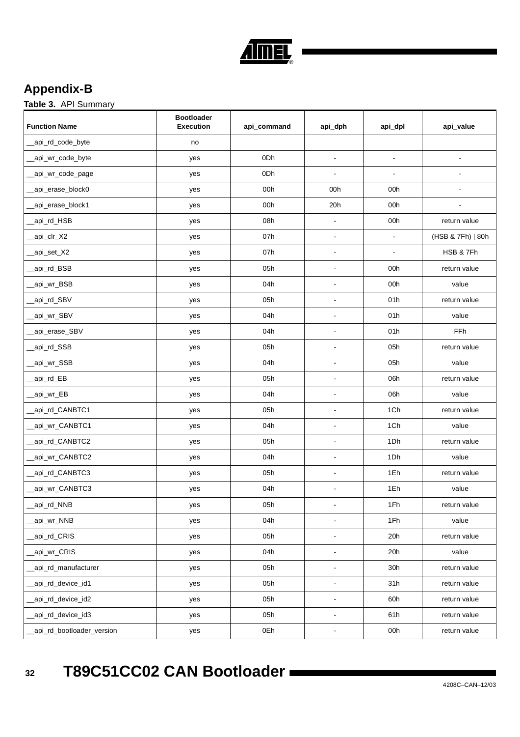## Appendix-B

**Table 3.** API Summary

| Function Name | Bootloader Execution | api_command | api_dph | api_dpl | api_value |
|---|---|---|---|---|---|
| __api_rd_code_byte | no | | | | |
| __api_wr_code_byte | yes | 0Dh | - | - | - |
| __api_wr_code_page | yes | 0Dh | - | - | - |
| __api_erase_block0 | yes | 00h | 00h | 00h | - |
| __api_erase_block1 | yes | 00h | 20h | 00h | - |
| __api_rd_HSB | yes | 08h | - | 00h | return value |
| __api_clr_X2 | yes | 07h | - | - | (HSB & 7Fh) \| 80h |
| __api_set_X2 | yes | 07h | - | - | HSB & 7Fh |
| __api_rd_BSB | yes | 05h | - | 00h | return value |
| __api_wr_BSB | yes | 04h | - | 00h | value |
| __api_rd_SBV | yes | 05h | - | 01h | return value |
| __api_wr_SBV | yes | 04h | - | 01h | value |
| __api_erase_SBV | yes | 04h | - | 01h | FFh |
| __api_rd_SSB | yes | 05h | - | 05h | return value |
| __api_wr_SSB | yes | 04h | - | 05h | value |
| __api_rd_EB | yes | 05h | - | 06h | return value |
| __api_wr_EB | yes | 04h | - | 06h | value |
| __api_rd_CANBTC1 | yes | 05h | - | 1Ch | return value |
| __api_wr_CANBTC1 | yes | 04h | - | 1Ch | value |
| __api_rd_CANBTC2 | yes | 05h | - | 1Dh | return value |
| __api_wr_CANBTC2 | yes | 04h | - | 1Dh | value |
| __api_rd_CANBTC3 | yes | 05h | - | 1Eh | return value |
| __api_wr_CANBTC3 | yes | 04h | - | 1Eh | value |
| __api_rd_NNB | yes | 05h | - | 1Fh | return value |
| __api_wr_NNB | yes | 04h | - | 1Fh | value |
| __api_rd_CRIS | yes | 05h | - | 20h | return value |
| __api_wr_CRIS | yes | 04h | - | 20h | value |
| __api_rd_manufacturer | yes | 05h | - | 30h | return value |
| __api_rd_device_id1 | yes | 05h | - | 31h | return value |
| __api_rd_device_id2 | yes | 05h | - | 60h | return value |
| __api_rd_device_id3 | yes | 05h | - | 61h | return value |
| __api_rd_bootloader_version | yes | 0Eh | - | 00h | return value |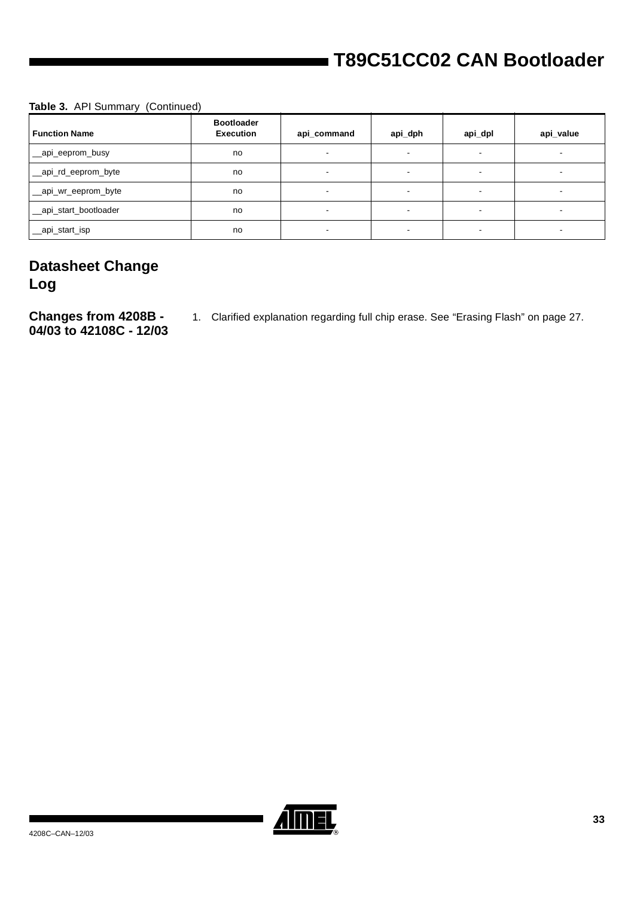**Table 3.** API Summary (Continued)

| Function Name | Bootloader Execution | api_command | api_dph | api_dpl | api_value |
|---|---|---|---|---|---|
| __api_eeprom_busy | no | - | - | - | - |
| __api_rd_eeprom_byte | no | - | - | - | - |
| __api_wr_eeprom_byte | no | - | - | - | - |
| __api_start_bootloader | no | - | - | - | - |
| __api_start_isp | no | - | - | - | - |

## Datasheet Change Log

### Changes from 4208B - 04/03 to 42108C - 12/03

1. Clarified explanation regarding full chip erase. See “Erasing Flash” on page 27.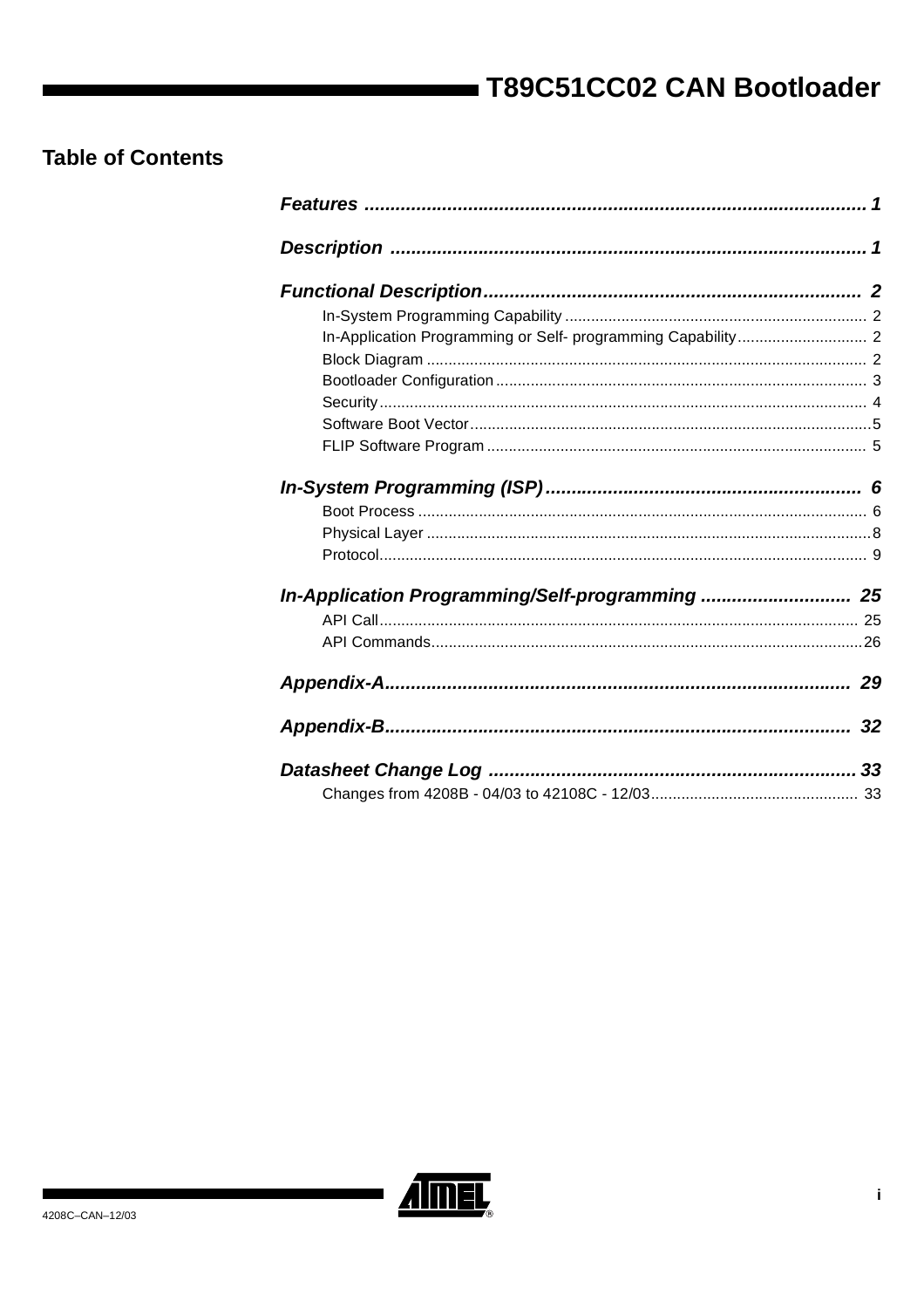## Table of Contents

***Features*** .................................................................................................. 1

***Description*** ............................................................................................ 1

***Functional Description*** ......................................................................... 2

- In-System Programming Capability ..................................................................... 2
- In-Application Programming or Self- programming Capability .............................. 2
- Block Diagram ..................................................................................................... 2
- Bootloader Configuration ..................................................................................... 3
- Security ................................................................................................................ 4
- Software Boot Vector ............................................................................................ 5
- FLIP Software Program ........................................................................................ 5

***In-System Programming (ISP)*** ............................................................. 6

- Boot Process ........................................................................................................ 6
- Physical Layer ...................................................................................................... 8
- Protocol ................................................................................................................. 9

***In-Application Programming/Self-programming*** ............................ 25

- API Call ............................................................................................................... 25
- API Commands .................................................................................................... 26

***Appendix-A*** .......................................................................................... 29

***Appendix-B*** .......................................................................................... 32

***Datasheet Change Log*** ....................................................................... 33

- Changes from 4208B - 04/03 to 42108C - 12/03 ................................................ 33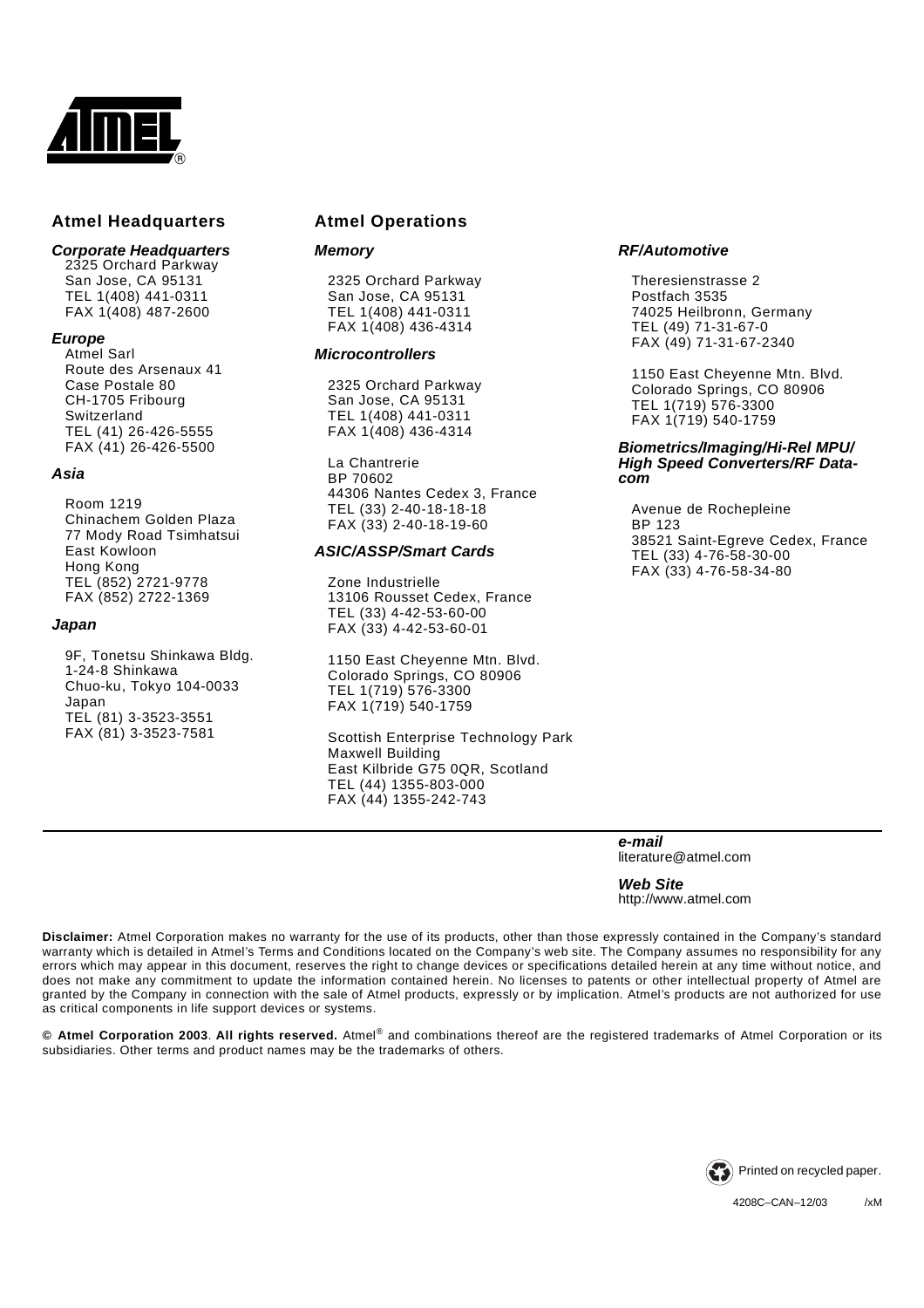## Atmel Headquarters

**_Corporate Headquarters_**
2325 Orchard Parkway
San Jose, CA 95131
TEL 1(408) 441-0311
FAX 1(408) 487-2600

**_Europe_**
Atmel Sarl
Route des Arsenaux 41
Case Postale 80
CH-1705 Fribourg
Switzerland
TEL (41) 26-426-5555
FAX (41) 26-426-5500

**_Asia_**
Room 1219
Chinachem Golden Plaza
77 Mody Road Tsimhatsui
East Kowloon
Hong Kong
TEL (852) 2721-9778
FAX (852) 2722-1369

**_Japan_**
9F, Tonetsu Shinkawa Bldg.
1-24-8 Shinkawa
Chuo-ku, Tokyo 104-0033
Japan
TEL (81) 3-3523-3551
FAX (81) 3-3523-7581

## Atmel Operations

**_Memory_**
2325 Orchard Parkway
San Jose, CA 95131
TEL 1(408) 441-0311
FAX 1(408) 436-4314

**_Microcontrollers_**
2325 Orchard Parkway
San Jose, CA 95131
TEL 1(408) 441-0311
FAX 1(408) 436-4314

La Chantrerie
BP 70602
44306 Nantes Cedex 3, France
TEL (33) 2-40-18-18-18
FAX (33) 2-40-18-19-60

**_ASIC/ASSP/Smart Cards_**
Zone Industrielle
13106 Rousset Cedex, France
TEL (33) 4-42-53-60-00
FAX (33) 4-42-53-60-01

1150 East Cheyenne Mtn. Blvd.
Colorado Springs, CO 80906
TEL 1(719) 576-3300
FAX 1(719) 540-1759

Scottish Enterprise Technology Park
Maxwell Building
East Kilbride G75 0QR, Scotland
TEL (44) 1355-803-000
FAX (44) 1355-242-743

**_RF/Automotive_**
Theresienstrasse 2
Postfach 3535
74025 Heilbronn, Germany
TEL (49) 71-31-67-0
FAX (49) 71-31-67-2340

1150 East Cheyenne Mtn. Blvd.
Colorado Springs, CO 80906
TEL 1(719) 576-3300
FAX 1(719) 540-1759

**_Biometrics/Imaging/Hi-Rel MPU/ High Speed Converters/RF Datacom_**
Avenue de Rochepleine
BP 123
38521 Saint-Egreve Cedex, France
TEL (33) 4-76-58-30-00
FAX (33) 4-76-58-34-80

---

**_e-mail_**
literature@atmel.com

**_Web Site_**
http://www.atmel.com

**Disclaimer:** Atmel Corporation makes no warranty for the use of its products, other than those expressly contained in the Company's standard warranty which is detailed in Atmel's Terms and Conditions located on the Company's web site. The Company assumes no responsibility for any errors which may appear in this document, reserves the right to change devices or specifications detailed herein at any time without notice, and does not make any commitment to update the information contained herein. No licenses to patents or other intellectual property of Atmel are granted by the Company in connection with the sale of Atmel products, expressly or by implication. Atmel's products are not authorized for use as critical components in life support devices or systems.

**© Atmel Corporation 2003**. **All rights reserved.** Atmel® and combinations thereof are the registered trademarks of Atmel Corporation or its subsidiaries. Other terms and product names may be the trademarks of others.

Printed on recycled paper.

4208C–CAN–12/03 /xM